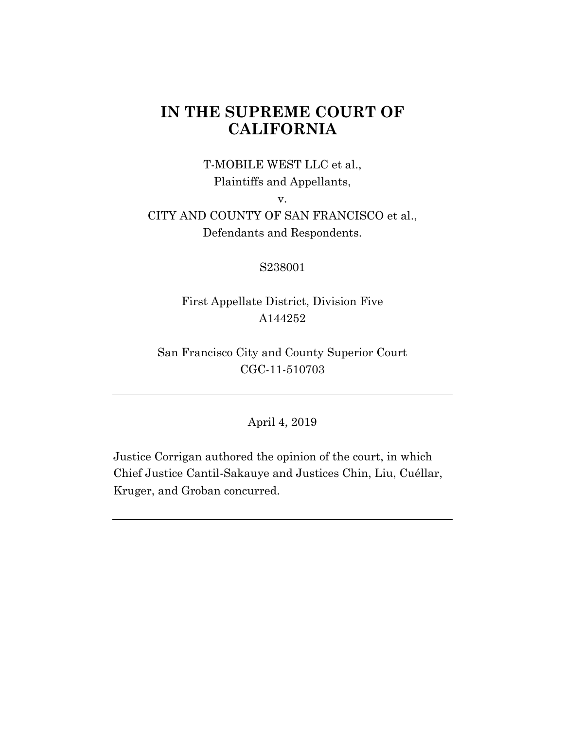# IN THE SUPREME COURT OF CALIFORNIA

T-MOBILE WEST LLC et al.,
Plaintiffs and Appellants,

v.

CITY AND COUNTY OF SAN FRANCISCO et al.,
Defendants and Respondents.

S238001

First Appellate District, Division Five
A144252

San Francisco City and County Superior Court
CGC-11-510703

---

April 4, 2019

Justice Corrigan authored the opinion of the court, in which Chief Justice Cantil-Sakauye and Justices Chin, Liu, Cuéllar, Kruger, and Groban concurred.

---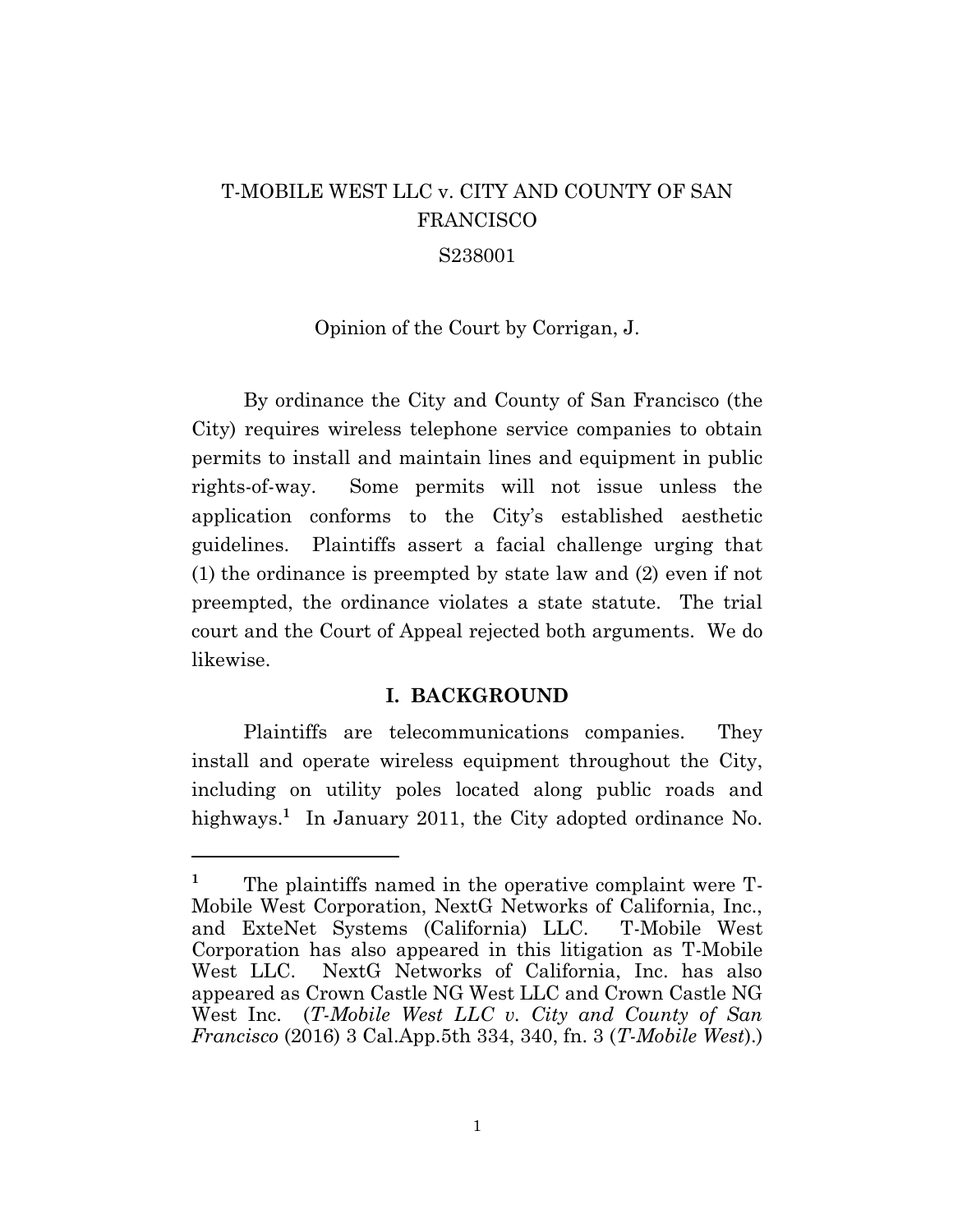T-MOBILE WEST LLC v. CITY AND COUNTY OF SAN FRANCISCO

S238001

Opinion of the Court by Corrigan, J.

By ordinance the City and County of San Francisco (the City) requires wireless telephone service companies to obtain permits to install and maintain lines and equipment in public rights-of-way. Some permits will not issue unless the application conforms to the City's established aesthetic guidelines. Plaintiffs assert a facial challenge urging that (1) the ordinance is preempted by state law and (2) even if not preempted, the ordinance violates a state statute. The trial court and the Court of Appeal rejected both arguments. We do likewise.

## I. BACKGROUND

Plaintiffs are telecommunications companies. They install and operate wireless equipment throughout the City, including on utility poles located along public roads and highways.[1] In January 2011, the City adopted ordinance No.

---

[1] The plaintiffs named in the operative complaint were T-Mobile West Corporation, NextG Networks of California, Inc., and ExteNet Systems (California) LLC. T-Mobile West Corporation has also appeared in this litigation as T-Mobile West LLC. NextG Networks of California, Inc. has also appeared as Crown Castle NG West LLC and Crown Castle NG West Inc. (*T-Mobile West LLC v. City and County of San Francisco* (2016) 3 Cal.App.5th 334, 340, fn. 3 (*T-Mobile West*).)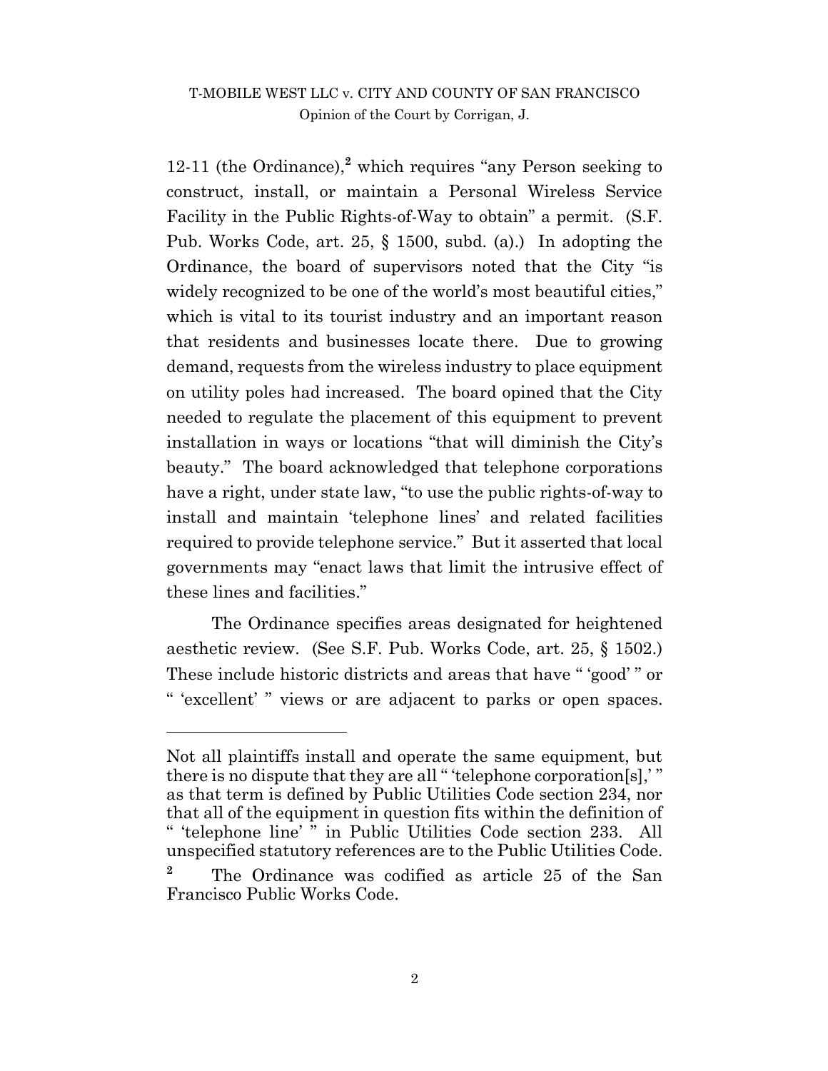12-11 (the Ordinance),[2] which requires "any Person seeking to construct, install, or maintain a Personal Wireless Service Facility in the Public Rights-of-Way to obtain" a permit. (S.F. Pub. Works Code, art. 25, § 1500, subd. (a).) In adopting the Ordinance, the board of supervisors noted that the City "is widely recognized to be one of the world's most beautiful cities," which is vital to its tourist industry and an important reason that residents and businesses locate there. Due to growing demand, requests from the wireless industry to place equipment on utility poles had increased. The board opined that the City needed to regulate the placement of this equipment to prevent installation in ways or locations "that will diminish the City's beauty." The board acknowledged that telephone corporations have a right, under state law, "to use the public rights-of-way to install and maintain 'telephone lines' and related facilities required to provide telephone service." But it asserted that local governments may "enact laws that limit the intrusive effect of these lines and facilities."

The Ordinance specifies areas designated for heightened aesthetic review. (See S.F. Pub. Works Code, art. 25, § 1502.) These include historic districts and areas that have " 'good' " or " 'excellent' " views or are adjacent to parks or open spaces.

---

Not all plaintiffs install and operate the same equipment, but there is no dispute that they are all " 'telephone corporation[s],' " as that term is defined by Public Utilities Code section 234, nor that all of the equipment in question fits within the definition of " 'telephone line' " in Public Utilities Code section 233. All unspecified statutory references are to the Public Utilities Code.

[2] The Ordinance was codified as article 25 of the San Francisco Public Works Code.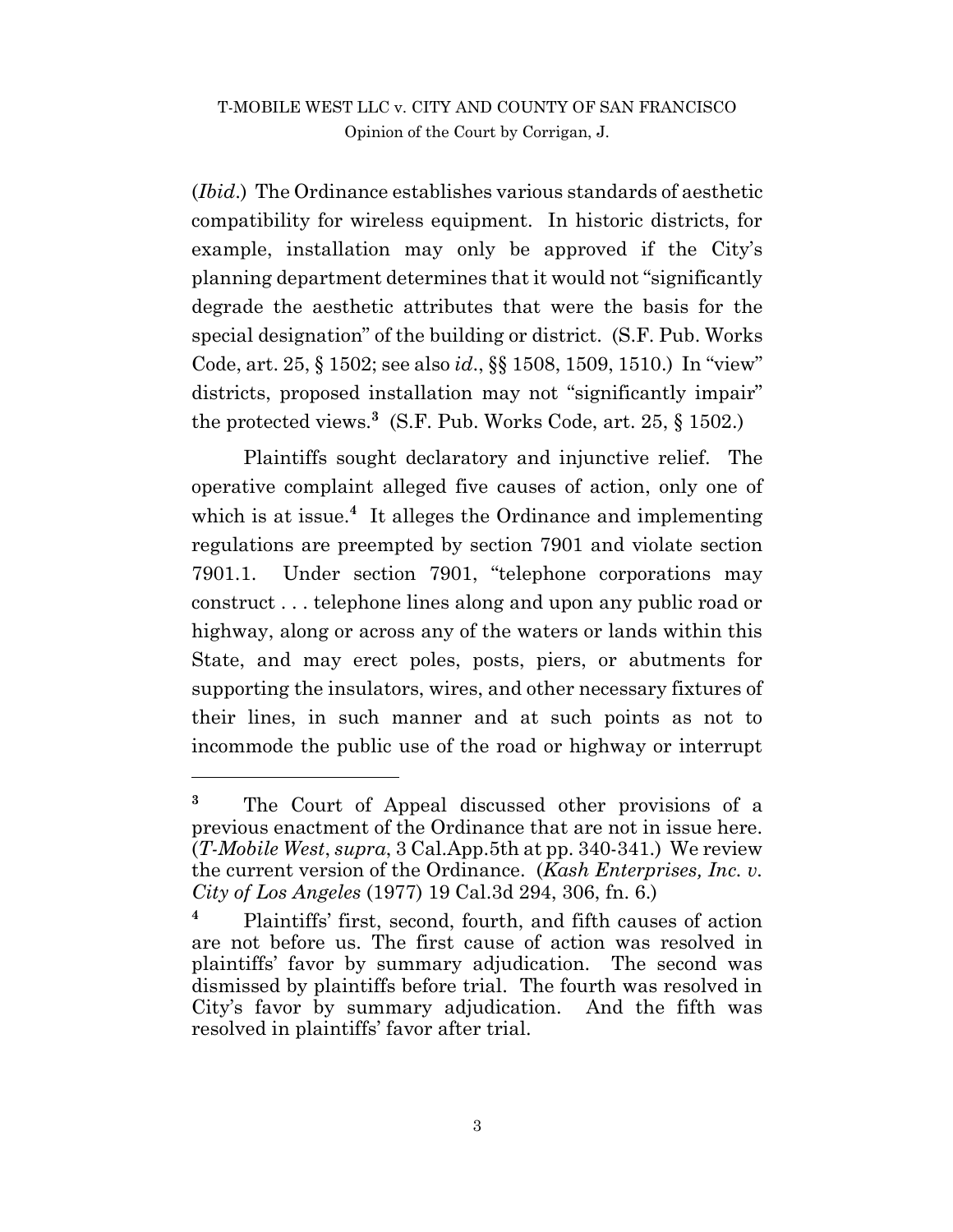(*Ibid*.) The Ordinance establishes various standards of aesthetic compatibility for wireless equipment. In historic districts, for example, installation may only be approved if the City's planning department determines that it would not "significantly degrade the aesthetic attributes that were the basis for the special designation" of the building or district. (S.F. Pub. Works Code, art. 25, § 1502; see also *id*., §§ 1508, 1509, 1510.) In "view" districts, proposed installation may not "significantly impair" the protected views.[3] (S.F. Pub. Works Code, art. 25, § 1502.)

Plaintiffs sought declaratory and injunctive relief. The operative complaint alleged five causes of action, only one of which is at issue.[4] It alleges the Ordinance and implementing regulations are preempted by section 7901 and violate section 7901.1. Under section 7901, "telephone corporations may construct . . . telephone lines along and upon any public road or highway, along or across any of the waters or lands within this State, and may erect poles, posts, piers, or abutments for supporting the insulators, wires, and other necessary fixtures of their lines, in such manner and at such points as not to incommode the public use of the road or highway or interrupt

---

[3] The Court of Appeal discussed other provisions of a previous enactment of the Ordinance that are not in issue here. (*T-Mobile West*, *supra*, 3 Cal.App.5th at pp. 340-341.) We review the current version of the Ordinance. (*Kash Enterprises, Inc. v. City of Los Angeles* (1977) 19 Cal.3d 294, 306, fn. 6.)

[4] Plaintiffs' first, second, fourth, and fifth causes of action are not before us. The first cause of action was resolved in plaintiffs' favor by summary adjudication. The second was dismissed by plaintiffs before trial. The fourth was resolved in City's favor by summary adjudication. And the fifth was resolved in plaintiffs' favor after trial.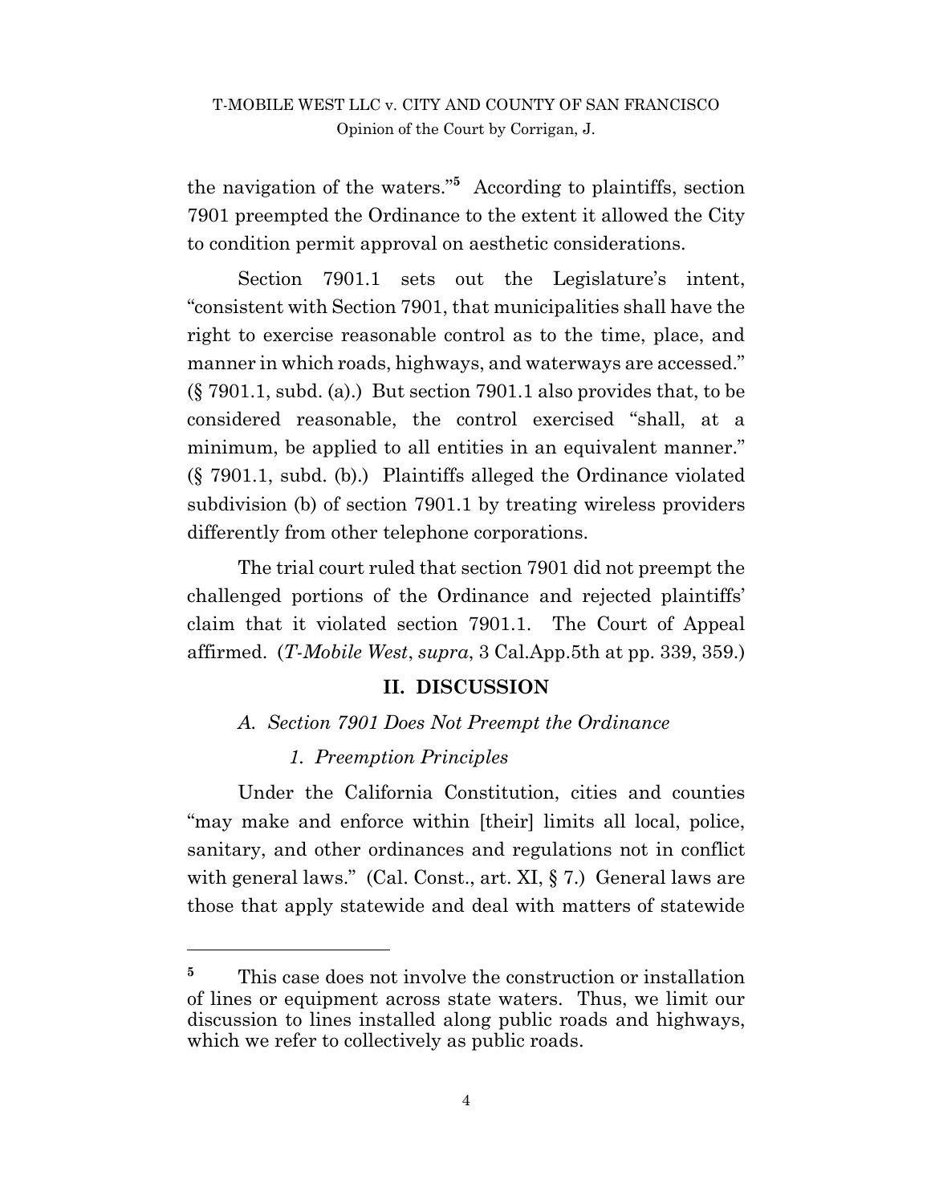the navigation of the waters."[5] According to plaintiffs, section 7901 preempted the Ordinance to the extent it allowed the City to condition permit approval on aesthetic considerations.

Section 7901.1 sets out the Legislature's intent, "consistent with Section 7901, that municipalities shall have the right to exercise reasonable control as to the time, place, and manner in which roads, highways, and waterways are accessed." (§ 7901.1, subd. (a).) But section 7901.1 also provides that, to be considered reasonable, the control exercised "shall, at a minimum, be applied to all entities in an equivalent manner." (§ 7901.1, subd. (b).) Plaintiffs alleged the Ordinance violated subdivision (b) of section 7901.1 by treating wireless providers differently from other telephone corporations.

The trial court ruled that section 7901 did not preempt the challenged portions of the Ordinance and rejected plaintiffs' claim that it violated section 7901.1. The Court of Appeal affirmed. (*T-Mobile West*, *supra*, 3 Cal.App.5th at pp. 339, 359.)

## II. DISCUSSION

### *A. Section 7901 Does Not Preempt the Ordinance*

#### *1. Preemption Principles*

Under the California Constitution, cities and counties "may make and enforce within [their] limits all local, police, sanitary, and other ordinances and regulations not in conflict with general laws." (Cal. Const., art. XI, § 7.) General laws are those that apply statewide and deal with matters of statewide

---

[5] This case does not involve the construction or installation of lines or equipment across state waters. Thus, we limit our discussion to lines installed along public roads and highways, which we refer to collectively as public roads.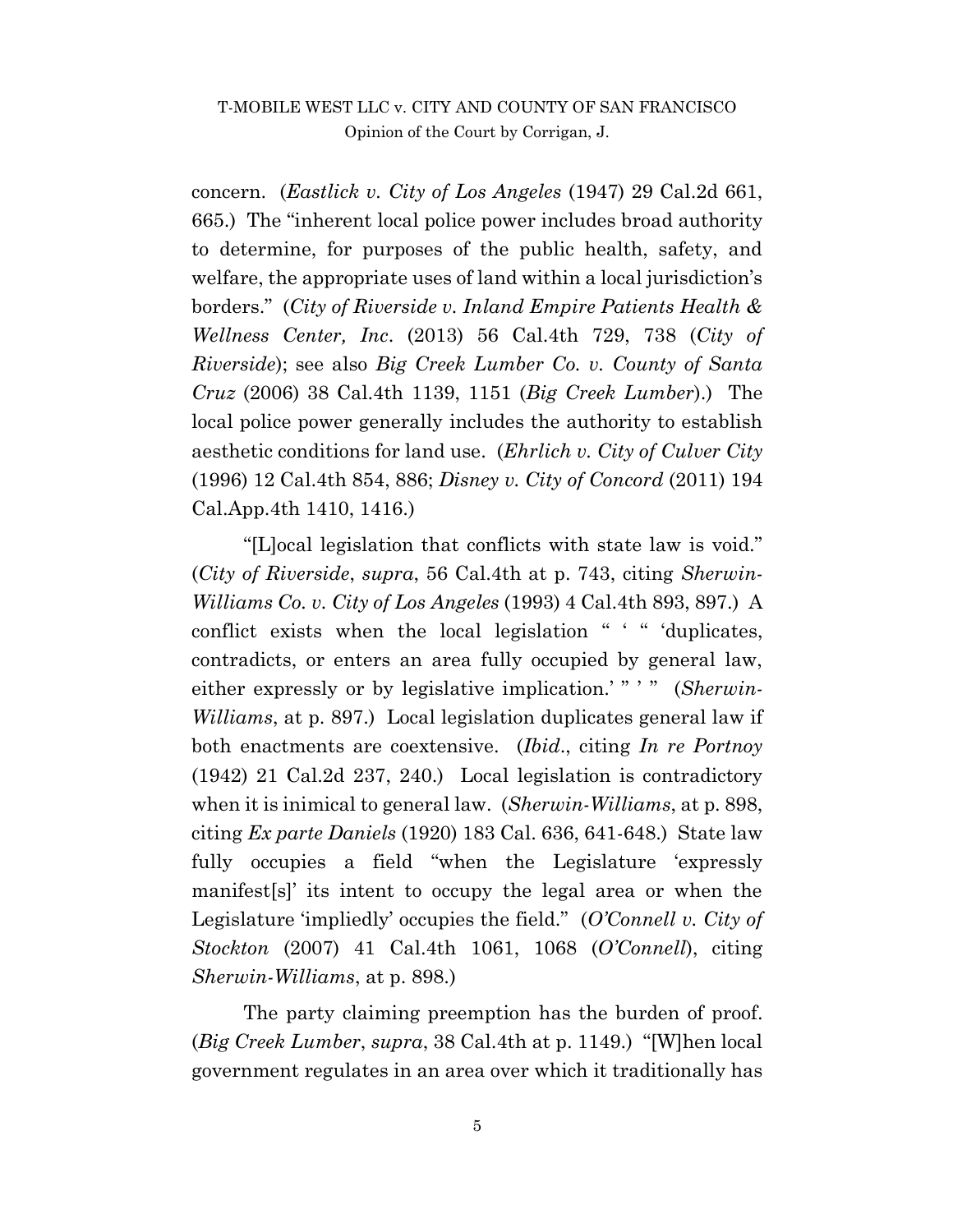concern. (*Eastlick v. City of Los Angeles* (1947) 29 Cal.2d 661, 665.) The "inherent local police power includes broad authority to determine, for purposes of the public health, safety, and welfare, the appropriate uses of land within a local jurisdiction's borders." (*City of Riverside v. Inland Empire Patients Health & Wellness Center, Inc*. (2013) 56 Cal.4th 729, 738 (*City of Riverside*); see also *Big Creek Lumber Co. v. County of Santa Cruz* (2006) 38 Cal.4th 1139, 1151 (*Big Creek Lumber*).) The local police power generally includes the authority to establish aesthetic conditions for land use. (*Ehrlich v. City of Culver City* (1996) 12 Cal.4th 854, 886; *Disney v. City of Concord* (2011) 194 Cal.App.4th 1410, 1416.)

"[L]ocal legislation that conflicts with state law is void." (*City of Riverside*, *supra*, 56 Cal.4th at p. 743, citing *Sherwin-Williams Co. v. City of Los Angeles* (1993) 4 Cal.4th 893, 897.) A conflict exists when the local legislation " ' " 'duplicates, contradicts, or enters an area fully occupied by general law, either expressly or by legislative implication.' " ' " (*Sherwin-Williams*, at p. 897.) Local legislation duplicates general law if both enactments are coextensive. (*Ibid*., citing *In re Portnoy* (1942) 21 Cal.2d 237, 240.) Local legislation is contradictory when it is inimical to general law. (*Sherwin-Williams*, at p. 898, citing *Ex parte Daniels* (1920) 183 Cal. 636, 641-648.) State law fully occupies a field "when the Legislature 'expressly manifest[s]' its intent to occupy the legal area or when the Legislature 'impliedly' occupies the field." (*O'Connell v. City of Stockton* (2007) 41 Cal.4th 1061, 1068 (*O'Connell*), citing *Sherwin-Williams*, at p. 898.)

The party claiming preemption has the burden of proof. (*Big Creek Lumber*, *supra*, 38 Cal.4th at p. 1149.) "[W]hen local government regulates in an area over which it traditionally has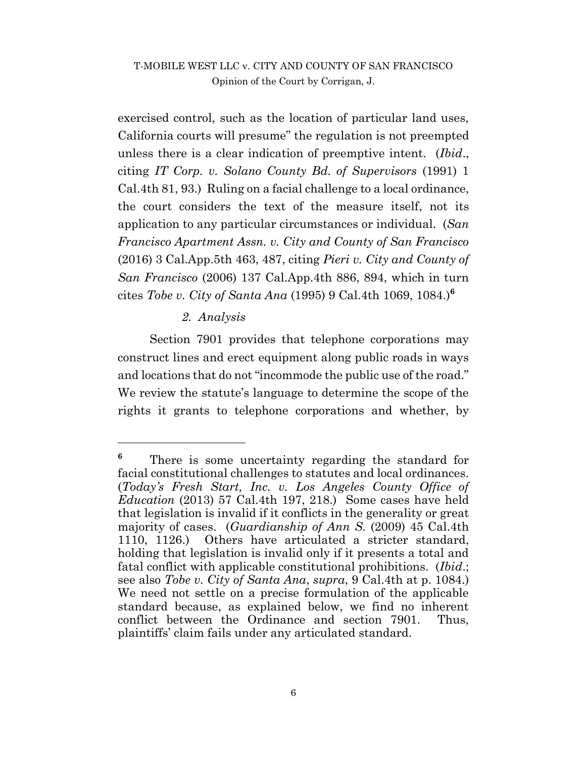exercised control, such as the location of particular land uses, California courts will presume" the regulation is not preempted unless there is a clear indication of preemptive intent. (*Ibid*., citing *IT Corp. v. Solano County Bd. of Supervisors* (1991) 1 Cal.4th 81, 93.) Ruling on a facial challenge to a local ordinance, the court considers the text of the measure itself, not its application to any particular circumstances or individual. (*San Francisco Apartment Assn. v. City and County of San Francisco* (2016) 3 Cal.App.5th 463, 487, citing *Pieri v. City and County of San Francisco* (2006) 137 Cal.App.4th 886, 894, which in turn cites *Tobe v. City of Santa Ana* (1995) 9 Cal.4th 1069, 1084.)[6]

*2. Analysis*

Section 7901 provides that telephone corporations may construct lines and erect equipment along public roads in ways and locations that do not "incommode the public use of the road." We review the statute's language to determine the scope of the rights it grants to telephone corporations and whether, by

---

[6] There is some uncertainty regarding the standard for facial constitutional challenges to statutes and local ordinances. (*Today's Fresh Start, Inc. v. Los Angeles County Office of Education* (2013) 57 Cal.4th 197, 218.) Some cases have held that legislation is invalid if it conflicts in the generality or great majority of cases. (*Guardianship of Ann S.* (2009) 45 Cal.4th 1110, 1126.) Others have articulated a stricter standard, holding that legislation is invalid only if it presents a total and fatal conflict with applicable constitutional prohibitions. (*Ibid*.; see also *Tobe v. City of Santa Ana*, *supra*, 9 Cal.4th at p. 1084.) We need not settle on a precise formulation of the applicable standard because, as explained below, we find no inherent conflict between the Ordinance and section 7901. Thus, plaintiffs' claim fails under any articulated standard.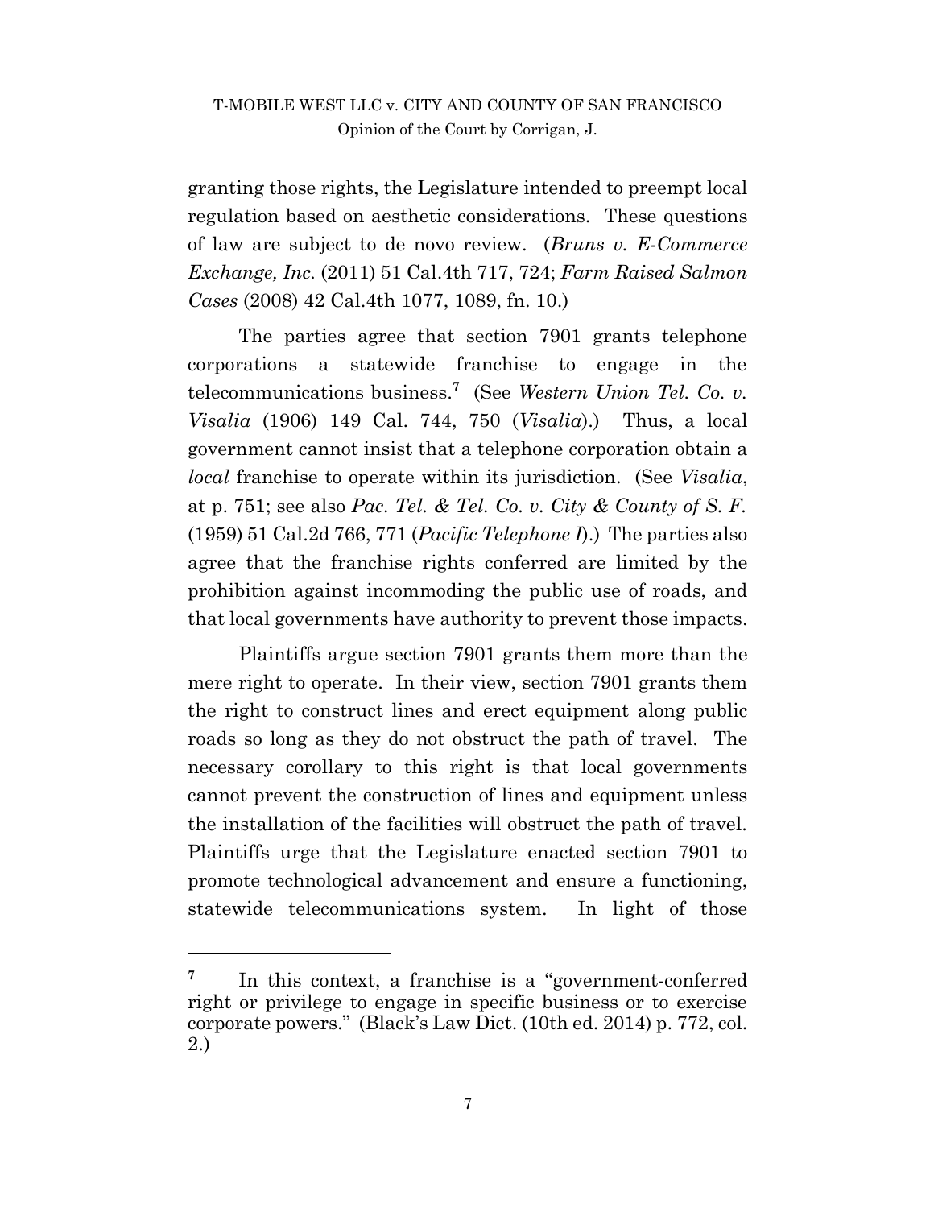granting those rights, the Legislature intended to preempt local regulation based on aesthetic considerations. These questions of law are subject to de novo review. (*Bruns v. E-Commerce Exchange, Inc.* (2011) 51 Cal.4th 717, 724; *Farm Raised Salmon Cases* (2008) 42 Cal.4th 1077, 1089, fn. 10.)

The parties agree that section 7901 grants telephone corporations a statewide franchise to engage in the telecommunications business.[7] (See *Western Union Tel. Co. v. Visalia* (1906) 149 Cal. 744, 750 (*Visalia*).) Thus, a local government cannot insist that a telephone corporation obtain a *local* franchise to operate within its jurisdiction. (See *Visalia*, at p. 751; see also *Pac. Tel. & Tel. Co. v. City & County of S. F.* (1959) 51 Cal.2d 766, 771 (*Pacific Telephone I*).) The parties also agree that the franchise rights conferred are limited by the prohibition against incommoding the public use of roads, and that local governments have authority to prevent those impacts.

Plaintiffs argue section 7901 grants them more than the mere right to operate. In their view, section 7901 grants them the right to construct lines and erect equipment along public roads so long as they do not obstruct the path of travel. The necessary corollary to this right is that local governments cannot prevent the construction of lines and equipment unless the installation of the facilities will obstruct the path of travel. Plaintiffs urge that the Legislature enacted section 7901 to promote technological advancement and ensure a functioning, statewide telecommunications system. In light of those

---

[7] In this context, a franchise is a "government-conferred right or privilege to engage in specific business or to exercise corporate powers." (Black's Law Dict. (10th ed. 2014) p. 772, col. 2.)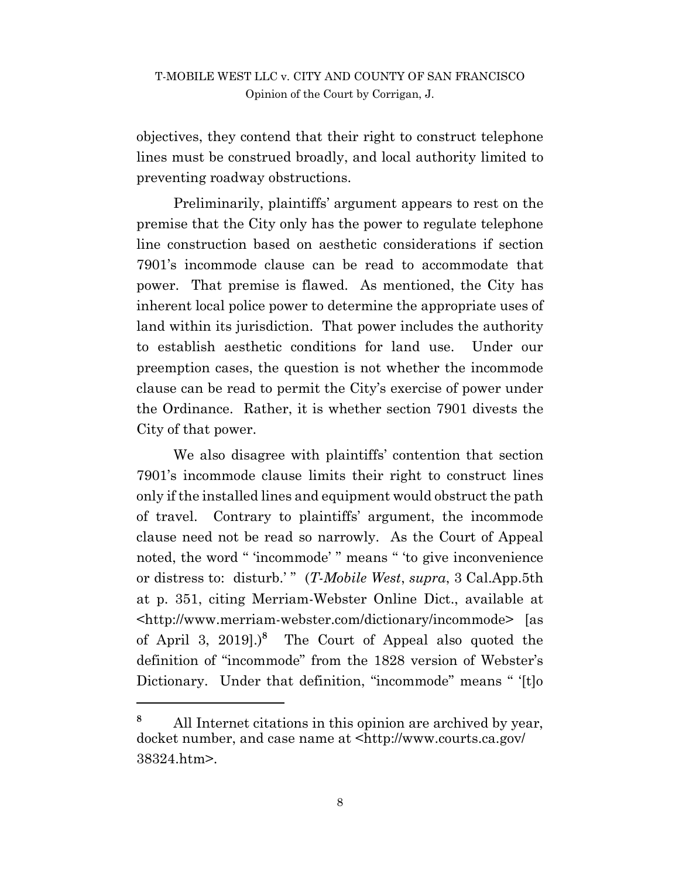objectives, they contend that their right to construct telephone lines must be construed broadly, and local authority limited to preventing roadway obstructions.

Preliminarily, plaintiffs' argument appears to rest on the premise that the City only has the power to regulate telephone line construction based on aesthetic considerations if section 7901's incommode clause can be read to accommodate that power. That premise is flawed. As mentioned, the City has inherent local police power to determine the appropriate uses of land within its jurisdiction. That power includes the authority to establish aesthetic conditions for land use. Under our preemption cases, the question is not whether the incommode clause can be read to permit the City's exercise of power under the Ordinance. Rather, it is whether section 7901 divests the City of that power.

We also disagree with plaintiffs' contention that section 7901's incommode clause limits their right to construct lines only if the installed lines and equipment would obstruct the path of travel. Contrary to plaintiffs' argument, the incommode clause need not be read so narrowly. As the Court of Appeal noted, the word " 'incommode' " means " 'to give inconvenience or distress to: disturb.' " (*T-Mobile West*, *supra*, 3 Cal.App.5th at p. 351, citing Merriam-Webster Online Dict., available at <http://www.merriam-webster.com/dictionary/incommode> [as of April 3, 2019].)[8] The Court of Appeal also quoted the definition of "incommode" from the 1828 version of Webster's Dictionary. Under that definition, "incommode" means " '[t]o

---

[8] All Internet citations in this opinion are archived by year, docket number, and case name at <http://www.courts.ca.gov/38324.htm>.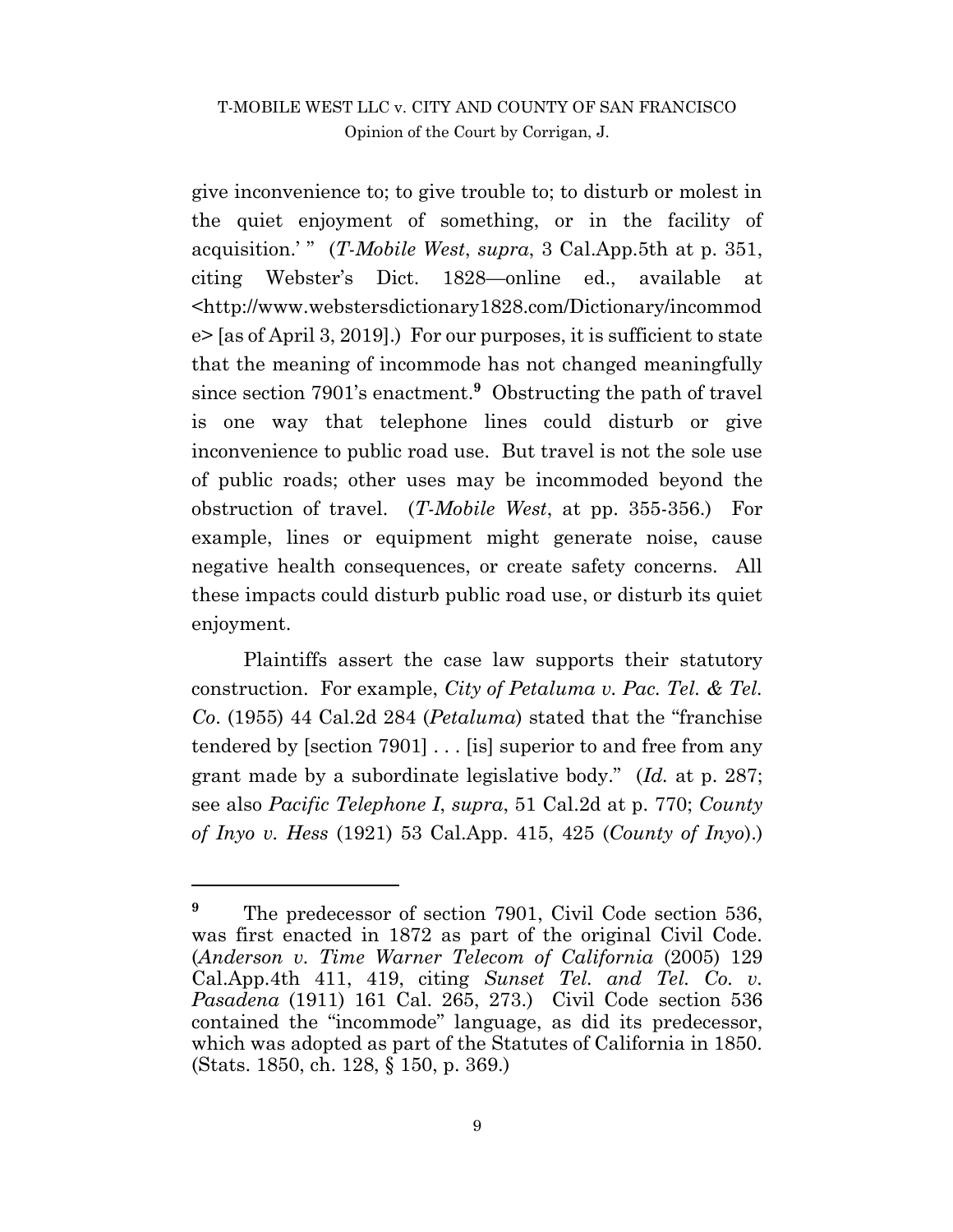give inconvenience to; to give trouble to; to disturb or molest in the quiet enjoyment of something, or in the facility of acquisition.' " (*T-Mobile West*, *supra*, 3 Cal.App.5th at p. 351, citing Webster's Dict. 1828—online ed., available at <http://www.webstersdictionary1828.com/Dictionary/incommode> [as of April 3, 2019].) For our purposes, it is sufficient to state that the meaning of incommode has not changed meaningfully since section 7901's enactment.[9] Obstructing the path of travel is one way that telephone lines could disturb or give inconvenience to public road use. But travel is not the sole use of public roads; other uses may be incommoded beyond the obstruction of travel. (*T-Mobile West*, at pp. 355-356.) For example, lines or equipment might generate noise, cause negative health consequences, or create safety concerns. All these impacts could disturb public road use, or disturb its quiet enjoyment.

Plaintiffs assert the case law supports their statutory construction. For example, *City of Petaluma v. Pac. Tel. & Tel. Co*. (1955) 44 Cal.2d 284 (*Petaluma*) stated that the "franchise tendered by [section 7901] . . . [is] superior to and free from any grant made by a subordinate legislative body." (*Id.* at p. 287; see also *Pacific Telephone I*, *supra*, 51 Cal.2d at p. 770; *County of Inyo v. Hess* (1921) 53 Cal.App. 415, 425 (*County of Inyo*).)

---

[9] The predecessor of section 7901, Civil Code section 536, was first enacted in 1872 as part of the original Civil Code. (*Anderson v. Time Warner Telecom of California* (2005) 129 Cal.App.4th 411, 419, citing *Sunset Tel. and Tel. Co. v. Pasadena* (1911) 161 Cal. 265, 273.) Civil Code section 536 contained the "incommode" language, as did its predecessor, which was adopted as part of the Statutes of California in 1850. (Stats. 1850, ch. 128, § 150, p. 369.)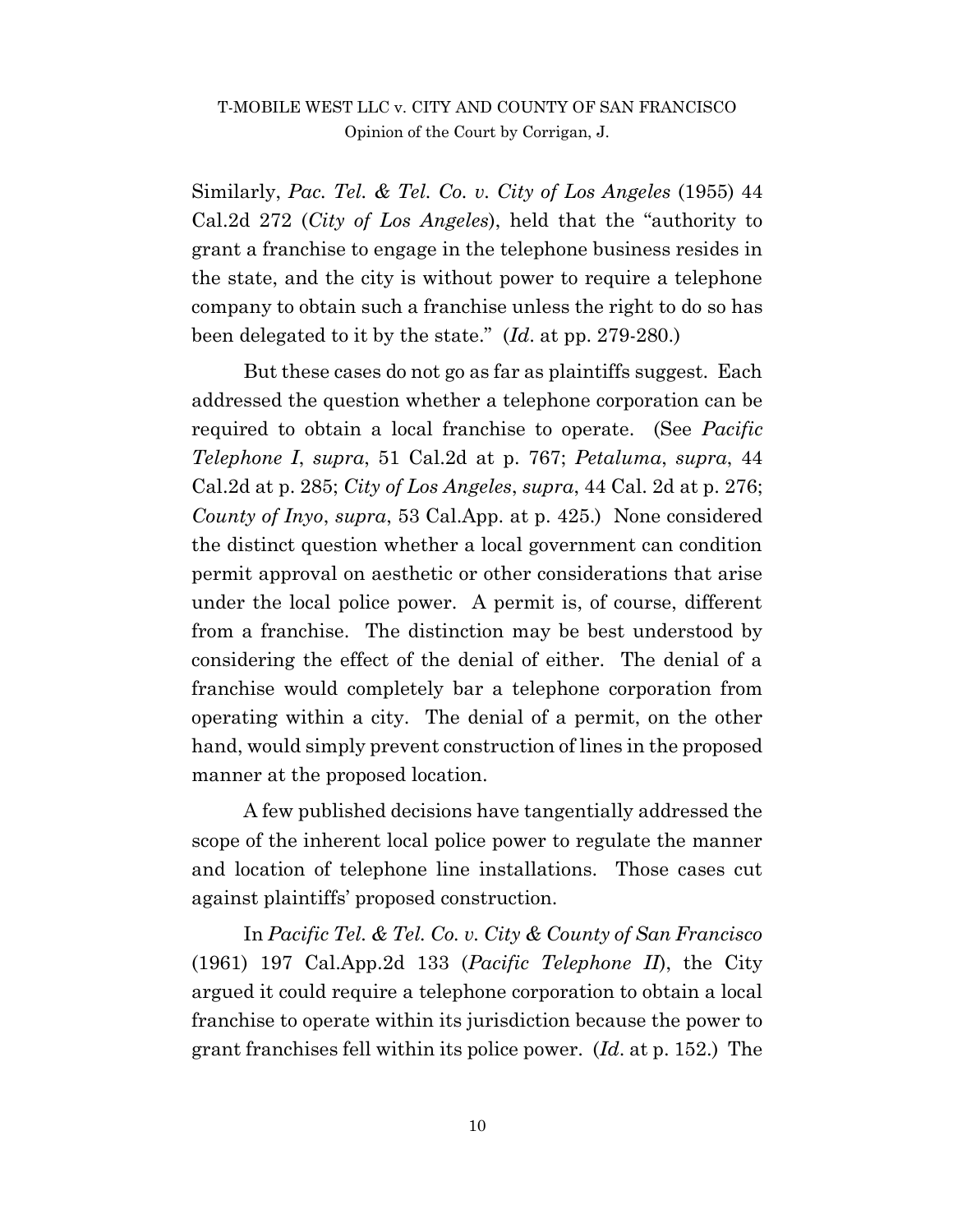Similarly, *Pac. Tel. & Tel. Co. v. City of Los Angeles* (1955) 44 Cal.2d 272 (*City of Los Angeles*), held that the "authority to grant a franchise to engage in the telephone business resides in the state, and the city is without power to require a telephone company to obtain such a franchise unless the right to do so has been delegated to it by the state." (*Id*. at pp. 279-280.)

But these cases do not go as far as plaintiffs suggest. Each addressed the question whether a telephone corporation can be required to obtain a local franchise to operate. (See *Pacific Telephone I*, *supra*, 51 Cal.2d at p. 767; *Petaluma*, *supra*, 44 Cal.2d at p. 285; *City of Los Angeles*, *supra*, 44 Cal. 2d at p. 276; *County of Inyo*, *supra*, 53 Cal.App. at p. 425.) None considered the distinct question whether a local government can condition permit approval on aesthetic or other considerations that arise under the local police power. A permit is, of course, different from a franchise. The distinction may be best understood by considering the effect of the denial of either. The denial of a franchise would completely bar a telephone corporation from operating within a city. The denial of a permit, on the other hand, would simply prevent construction of lines in the proposed manner at the proposed location.

A few published decisions have tangentially addressed the scope of the inherent local police power to regulate the manner and location of telephone line installations. Those cases cut against plaintiffs' proposed construction.

In *Pacific Tel. & Tel. Co. v. City & County of San Francisco* (1961) 197 Cal.App.2d 133 (*Pacific Telephone II*), the City argued it could require a telephone corporation to obtain a local franchise to operate within its jurisdiction because the power to grant franchises fell within its police power. (*Id*. at p. 152.) The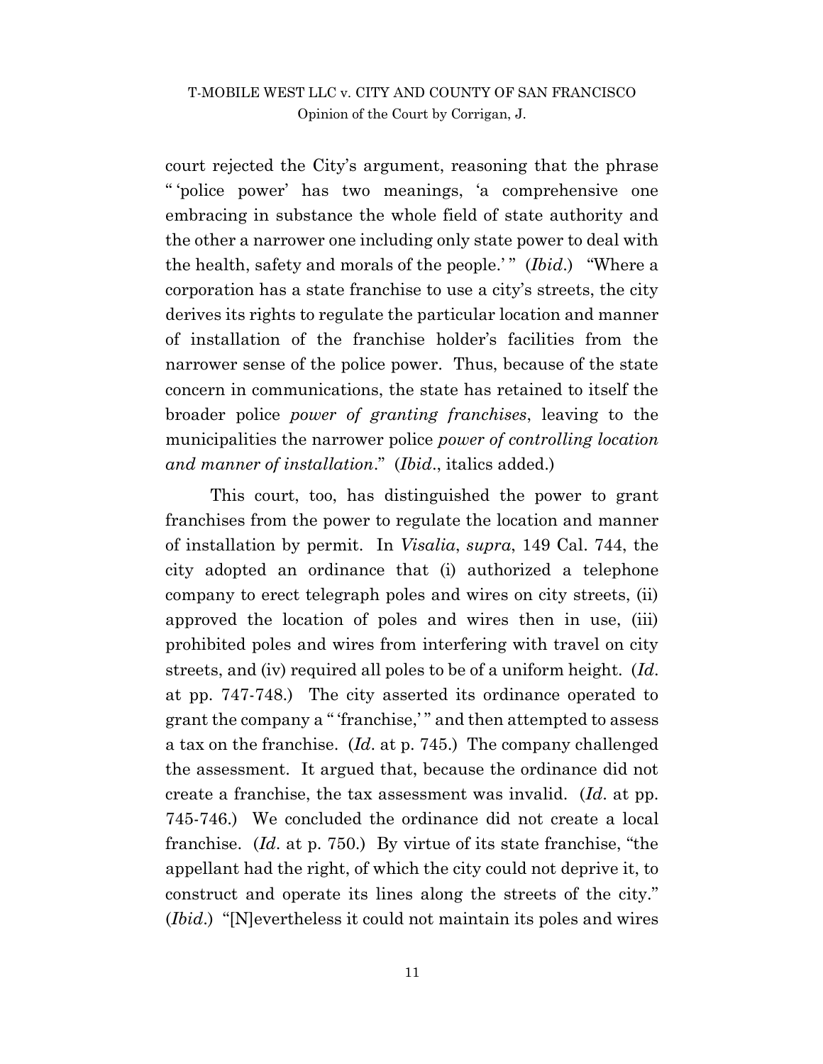court rejected the City's argument, reasoning that the phrase " 'police power' has two meanings, 'a comprehensive one embracing in substance the whole field of state authority and the other a narrower one including only state power to deal with the health, safety and morals of the people.' " (*Ibid*.) "Where a corporation has a state franchise to use a city's streets, the city derives its rights to regulate the particular location and manner of installation of the franchise holder's facilities from the narrower sense of the police power. Thus, because of the state concern in communications, the state has retained to itself the broader police *power of granting franchises*, leaving to the municipalities the narrower police *power of controlling location and manner of installation*." (*Ibid*., italics added.)

This court, too, has distinguished the power to grant franchises from the power to regulate the location and manner of installation by permit. In *Visalia*, *supra*, 149 Cal. 744, the city adopted an ordinance that (i) authorized a telephone company to erect telegraph poles and wires on city streets, (ii) approved the location of poles and wires then in use, (iii) prohibited poles and wires from interfering with travel on city streets, and (iv) required all poles to be of a uniform height. (*Id*. at pp. 747-748.) The city asserted its ordinance operated to grant the company a " 'franchise,' " and then attempted to assess a tax on the franchise. (*Id*. at p. 745.) The company challenged the assessment. It argued that, because the ordinance did not create a franchise, the tax assessment was invalid. (*Id*. at pp. 745-746.) We concluded the ordinance did not create a local franchise. (*Id*. at p. 750.) By virtue of its state franchise, "the appellant had the right, of which the city could not deprive it, to construct and operate its lines along the streets of the city." (*Ibid*.) "[N]evertheless it could not maintain its poles and wires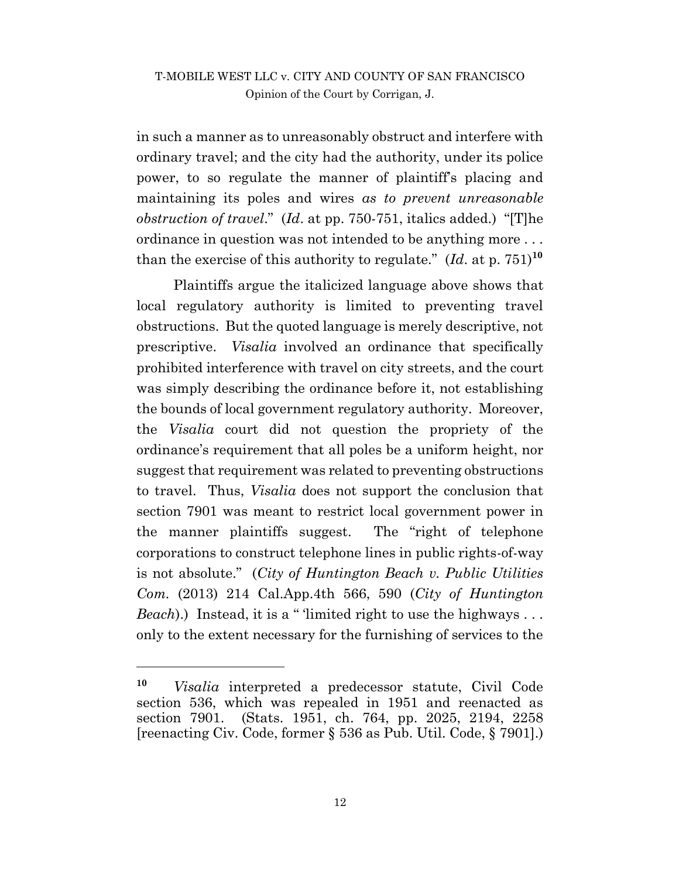in such a manner as to unreasonably obstruct and interfere with ordinary travel; and the city had the authority, under its police power, to so regulate the manner of plaintiff's placing and maintaining its poles and wires *as to prevent unreasonable obstruction of travel*." (*Id*. at pp. 750-751, italics added.) "[T]he ordinance in question was not intended to be anything more . . . than the exercise of this authority to regulate." (*Id*. at p. 751)[10]

Plaintiffs argue the italicized language above shows that local regulatory authority is limited to preventing travel obstructions. But the quoted language is merely descriptive, not prescriptive. *Visalia* involved an ordinance that specifically prohibited interference with travel on city streets, and the court was simply describing the ordinance before it, not establishing the bounds of local government regulatory authority. Moreover, the *Visalia* court did not question the propriety of the ordinance's requirement that all poles be a uniform height, nor suggest that requirement was related to preventing obstructions to travel. Thus, *Visalia* does not support the conclusion that section 7901 was meant to restrict local government power in the manner plaintiffs suggest. The "right of telephone corporations to construct telephone lines in public rights-of-way is not absolute." (*City of Huntington Beach v. Public Utilities Com.* (2013) 214 Cal.App.4th 566, 590 (*City of Huntington Beach*).) Instead, it is a " 'limited right to use the highways . . . only to the extent necessary for the furnishing of services to the

---

[10] *Visalia* interpreted a predecessor statute, Civil Code section 536, which was repealed in 1951 and reenacted as section 7901. (Stats. 1951, ch. 764, pp. 2025, 2194, 2258 [reenacting Civ. Code, former § 536 as Pub. Util. Code, § 7901].)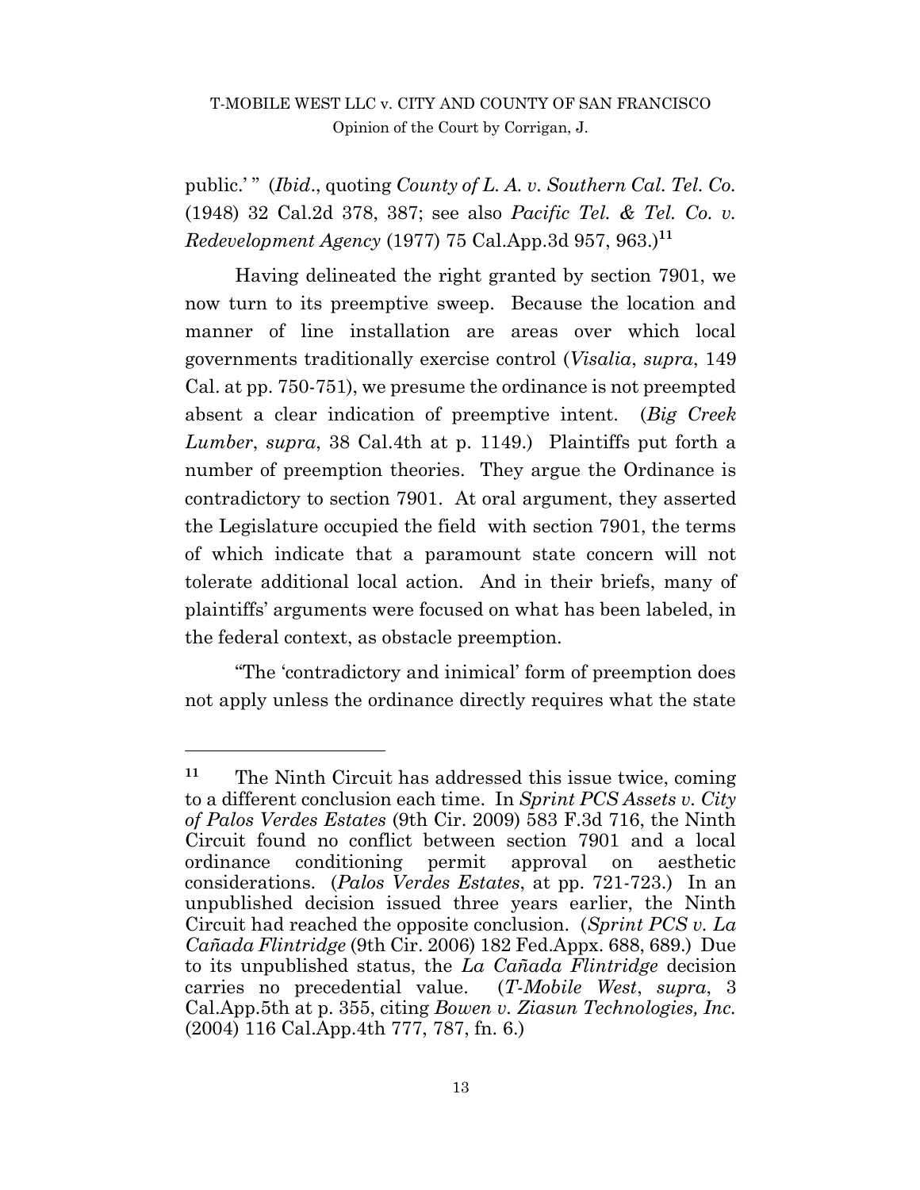public.' " (*Ibid*., quoting *County of L. A. v. Southern Cal. Tel. Co.* (1948) 32 Cal.2d 378, 387; see also *Pacific Tel. & Tel. Co. v. Redevelopment Agency* (1977) 75 Cal.App.3d 957, 963.)[11]

Having delineated the right granted by section 7901, we now turn to its preemptive sweep. Because the location and manner of line installation are areas over which local governments traditionally exercise control (*Visalia*, *supra*, 149 Cal. at pp. 750-751), we presume the ordinance is not preempted absent a clear indication of preemptive intent. (*Big Creek Lumber*, *supra*, 38 Cal.4th at p. 1149.) Plaintiffs put forth a number of preemption theories. They argue the Ordinance is contradictory to section 7901. At oral argument, they asserted the Legislature occupied the field with section 7901, the terms of which indicate that a paramount state concern will not tolerate additional local action. And in their briefs, many of plaintiffs' arguments were focused on what has been labeled, in the federal context, as obstacle preemption.

"The 'contradictory and inimical' form of preemption does not apply unless the ordinance directly requires what the state

---

[11] The Ninth Circuit has addressed this issue twice, coming to a different conclusion each time. In *Sprint PCS Assets v. City of Palos Verdes Estates* (9th Cir. 2009) 583 F.3d 716, the Ninth Circuit found no conflict between section 7901 and a local ordinance conditioning permit approval on aesthetic considerations. (*Palos Verdes Estates*, at pp. 721-723.) In an unpublished decision issued three years earlier, the Ninth Circuit had reached the opposite conclusion. (*Sprint PCS v. La Cañada Flintridge* (9th Cir. 2006) 182 Fed.Appx. 688, 689.) Due to its unpublished status, the *La Cañada Flintridge* decision carries no precedential value. (*T-Mobile West*, *supra*, 3 Cal.App.5th at p. 355, citing *Bowen v. Ziasun Technologies, Inc.* (2004) 116 Cal.App.4th 777, 787, fn. 6.)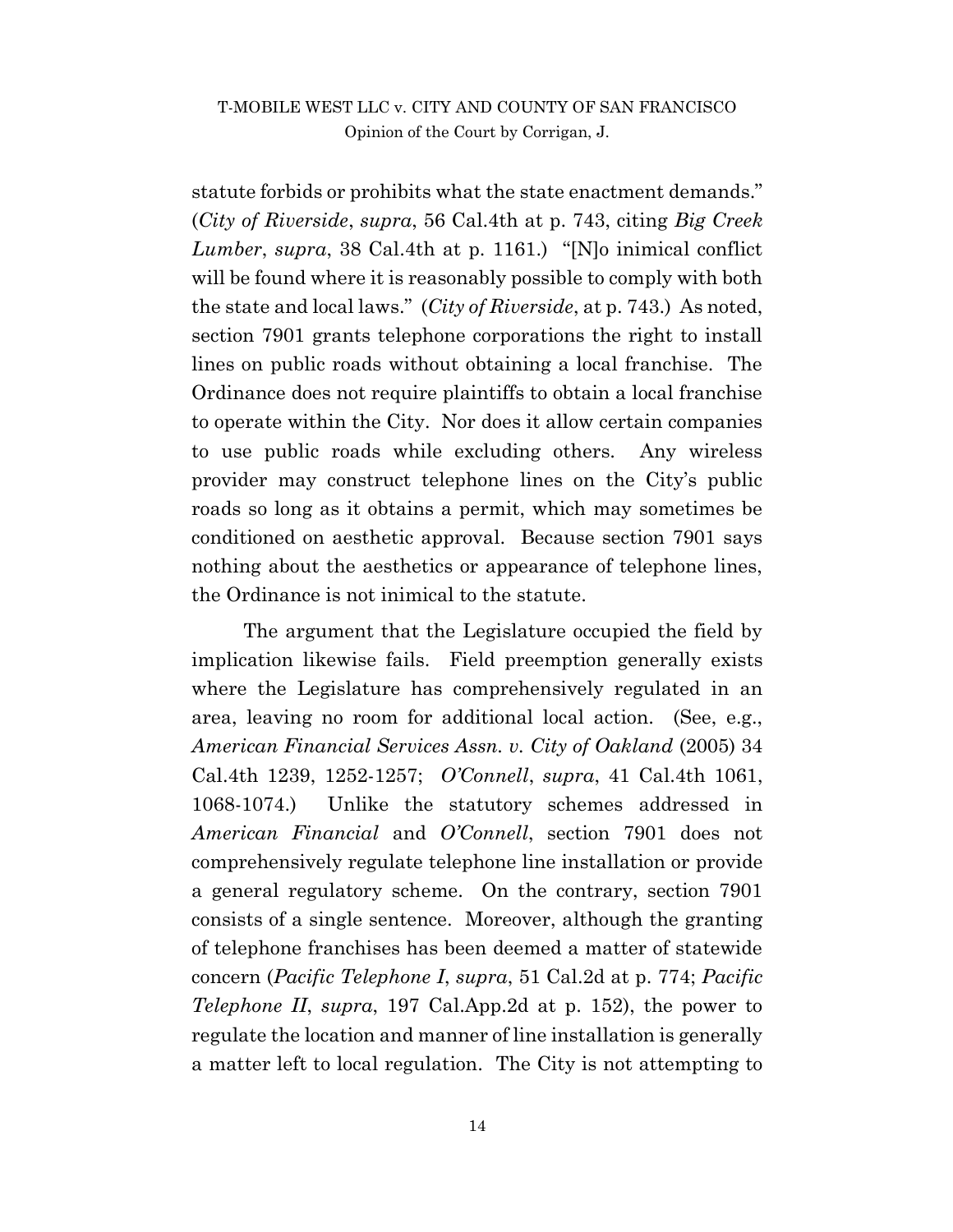statute forbids or prohibits what the state enactment demands." (*City of Riverside*, *supra*, 56 Cal.4th at p. 743, citing *Big Creek Lumber*, *supra*, 38 Cal.4th at p. 1161.) "[N]o inimical conflict will be found where it is reasonably possible to comply with both the state and local laws." (*City of Riverside*, at p. 743.) As noted, section 7901 grants telephone corporations the right to install lines on public roads without obtaining a local franchise. The Ordinance does not require plaintiffs to obtain a local franchise to operate within the City. Nor does it allow certain companies to use public roads while excluding others. Any wireless provider may construct telephone lines on the City's public roads so long as it obtains a permit, which may sometimes be conditioned on aesthetic approval. Because section 7901 says nothing about the aesthetics or appearance of telephone lines, the Ordinance is not inimical to the statute.

The argument that the Legislature occupied the field by implication likewise fails. Field preemption generally exists where the Legislature has comprehensively regulated in an area, leaving no room for additional local action. (See, e.g., *American Financial Services Assn. v. City of Oakland* (2005) 34 Cal.4th 1239, 1252-1257; *O'Connell*, *supra*, 41 Cal.4th 1061, 1068-1074.) Unlike the statutory schemes addressed in *American Financial* and *O'Connell*, section 7901 does not comprehensively regulate telephone line installation or provide a general regulatory scheme. On the contrary, section 7901 consists of a single sentence. Moreover, although the granting of telephone franchises has been deemed a matter of statewide concern (*Pacific Telephone I*, *supra*, 51 Cal.2d at p. 774; *Pacific Telephone II*, *supra*, 197 Cal.App.2d at p. 152), the power to regulate the location and manner of line installation is generally a matter left to local regulation. The City is not attempting to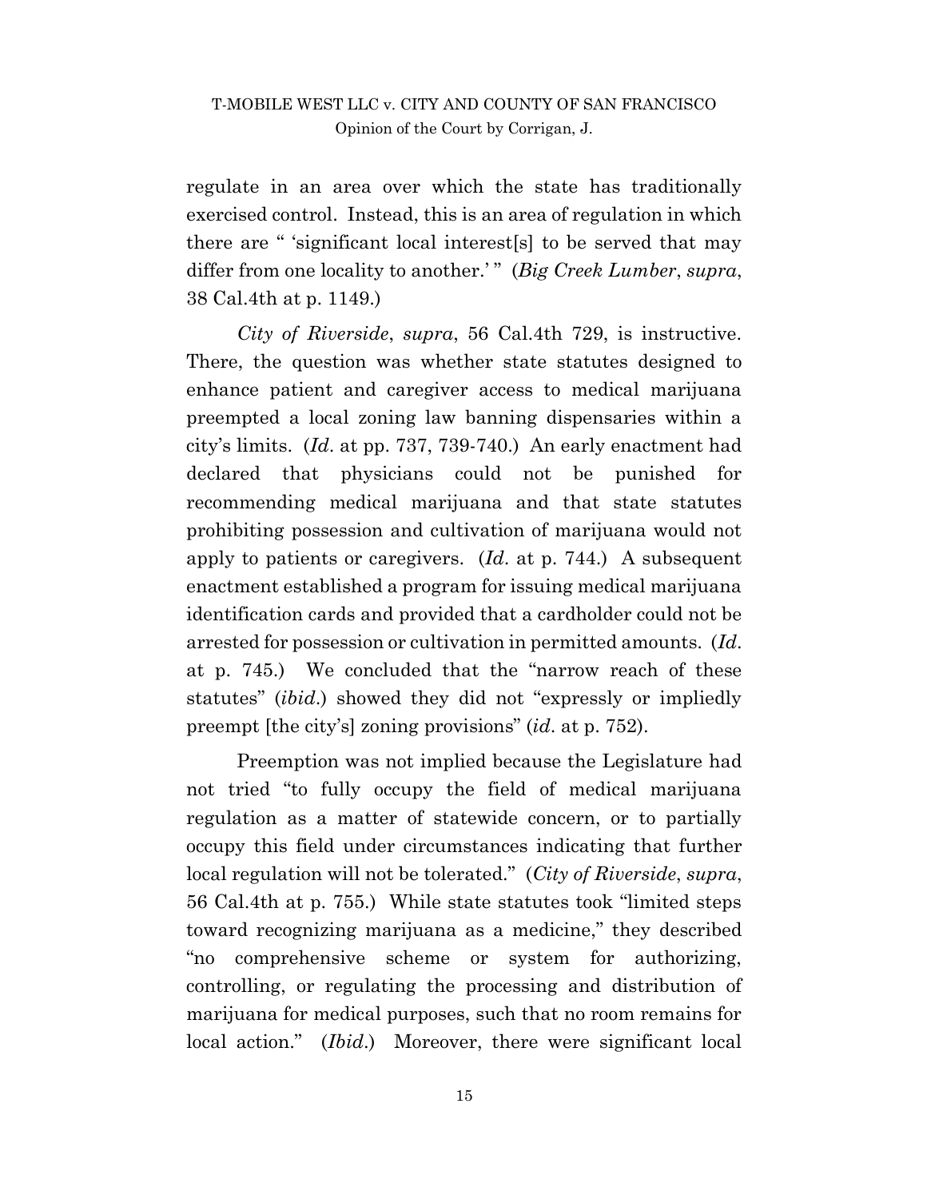regulate in an area over which the state has traditionally exercised control. Instead, this is an area of regulation in which there are " 'significant local interest[s] to be served that may differ from one locality to another.' " (*Big Creek Lumber*, *supra*, 38 Cal.4th at p. 1149.)

*City of Riverside*, *supra*, 56 Cal.4th 729, is instructive. There, the question was whether state statutes designed to enhance patient and caregiver access to medical marijuana preempted a local zoning law banning dispensaries within a city's limits. (*Id*. at pp. 737, 739-740.) An early enactment had declared that physicians could not be punished for recommending medical marijuana and that state statutes prohibiting possession and cultivation of marijuana would not apply to patients or caregivers. (*Id*. at p. 744.) A subsequent enactment established a program for issuing medical marijuana identification cards and provided that a cardholder could not be arrested for possession or cultivation in permitted amounts. (*Id*. at p. 745.) We concluded that the "narrow reach of these statutes" (*ibid*.) showed they did not "expressly or impliedly preempt [the city's] zoning provisions" (*id*. at p. 752).

Preemption was not implied because the Legislature had not tried "to fully occupy the field of medical marijuana regulation as a matter of statewide concern, or to partially occupy this field under circumstances indicating that further local regulation will not be tolerated." (*City of Riverside*, *supra*, 56 Cal.4th at p. 755.) While state statutes took "limited steps toward recognizing marijuana as a medicine," they described "no comprehensive scheme or system for authorizing, controlling, or regulating the processing and distribution of marijuana for medical purposes, such that no room remains for local action." (*Ibid*.) Moreover, there were significant local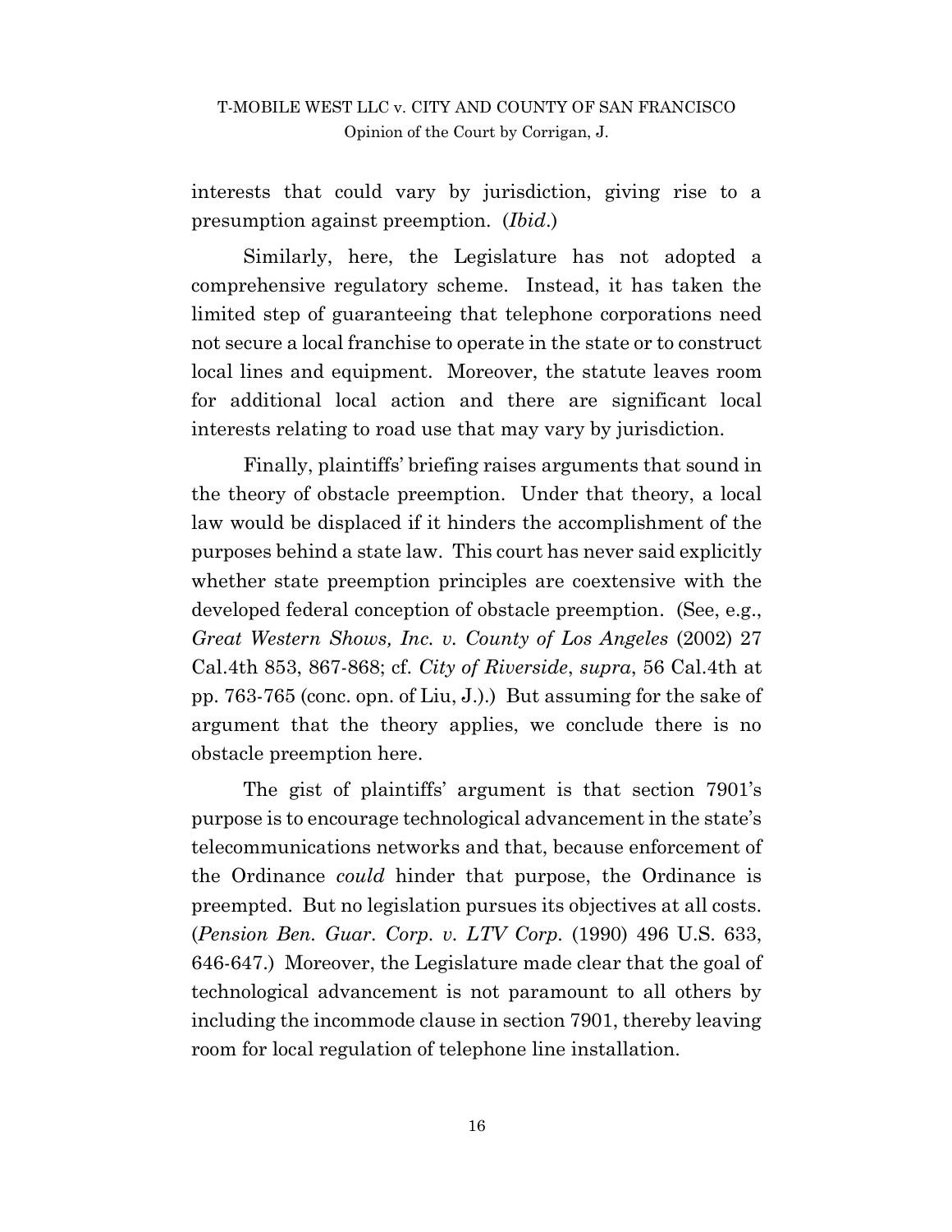interests that could vary by jurisdiction, giving rise to a presumption against preemption. (*Ibid.*)

Similarly, here, the Legislature has not adopted a comprehensive regulatory scheme. Instead, it has taken the limited step of guaranteeing that telephone corporations need not secure a local franchise to operate in the state or to construct local lines and equipment. Moreover, the statute leaves room for additional local action and there are significant local interests relating to road use that may vary by jurisdiction.

Finally, plaintiffs' briefing raises arguments that sound in the theory of obstacle preemption. Under that theory, a local law would be displaced if it hinders the accomplishment of the purposes behind a state law. This court has never said explicitly whether state preemption principles are coextensive with the developed federal conception of obstacle preemption. (See, e.g., *Great Western Shows, Inc. v. County of Los Angeles* (2002) 27 Cal.4th 853, 867-868; cf. *City of Riverside*, *supra*, 56 Cal.4th at pp. 763-765 (conc. opn. of Liu, J.).) But assuming for the sake of argument that the theory applies, we conclude there is no obstacle preemption here.

The gist of plaintiffs' argument is that section 7901's purpose is to encourage technological advancement in the state's telecommunications networks and that, because enforcement of the Ordinance *could* hinder that purpose, the Ordinance is preempted. But no legislation pursues its objectives at all costs. (*Pension Ben. Guar. Corp. v. LTV Corp.* (1990) 496 U.S. 633, 646-647.) Moreover, the Legislature made clear that the goal of technological advancement is not paramount to all others by including the incommode clause in section 7901, thereby leaving room for local regulation of telephone line installation.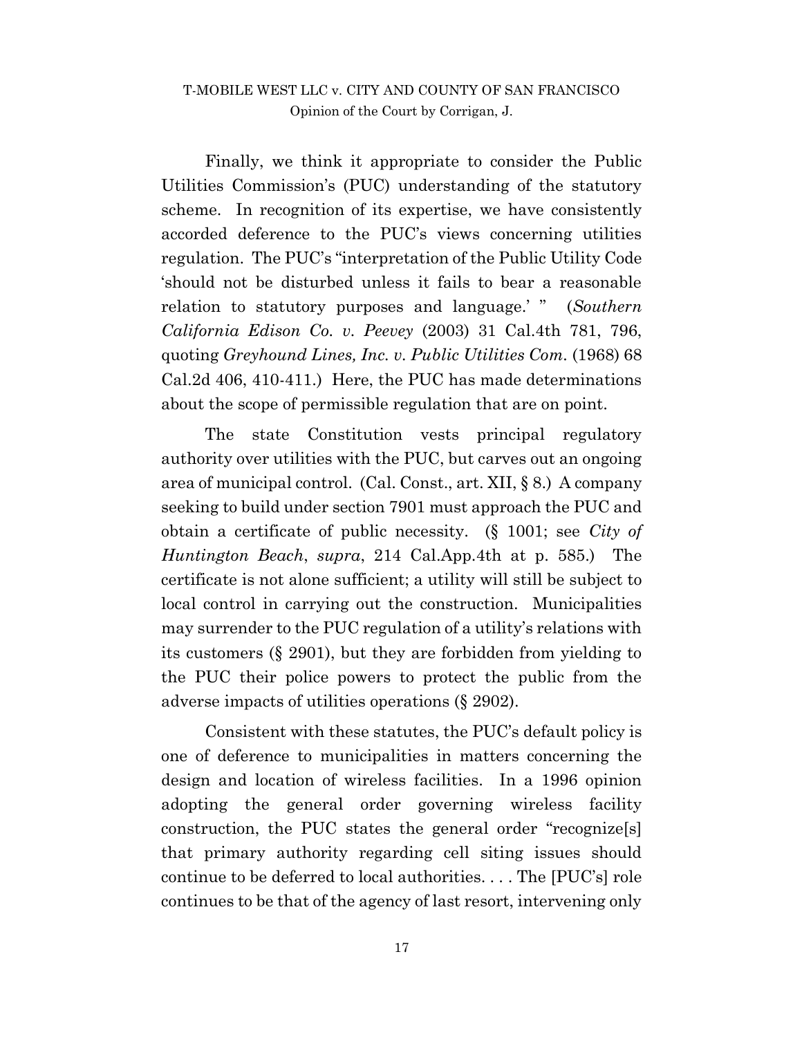Finally, we think it appropriate to consider the Public Utilities Commission's (PUC) understanding of the statutory scheme. In recognition of its expertise, we have consistently accorded deference to the PUC's views concerning utilities regulation. The PUC's "interpretation of the Public Utility Code 'should not be disturbed unless it fails to bear a reasonable relation to statutory purposes and language.' " (*Southern California Edison Co. v. Peevey* (2003) 31 Cal.4th 781, 796, quoting *Greyhound Lines, Inc. v. Public Utilities Com.* (1968) 68 Cal.2d 406, 410-411.) Here, the PUC has made determinations about the scope of permissible regulation that are on point.

The state Constitution vests principal regulatory authority over utilities with the PUC, but carves out an ongoing area of municipal control. (Cal. Const., art. XII, § 8.) A company seeking to build under section 7901 must approach the PUC and obtain a certificate of public necessity. (§ 1001; see *City of Huntington Beach*, *supra*, 214 Cal.App.4th at p. 585.) The certificate is not alone sufficient; a utility will still be subject to local control in carrying out the construction. Municipalities may surrender to the PUC regulation of a utility's relations with its customers (§ 2901), but they are forbidden from yielding to the PUC their police powers to protect the public from the adverse impacts of utilities operations (§ 2902).

Consistent with these statutes, the PUC's default policy is one of deference to municipalities in matters concerning the design and location of wireless facilities. In a 1996 opinion adopting the general order governing wireless facility construction, the PUC states the general order "recognize[s] that primary authority regarding cell siting issues should continue to be deferred to local authorities. . . . The [PUC's] role continues to be that of the agency of last resort, intervening only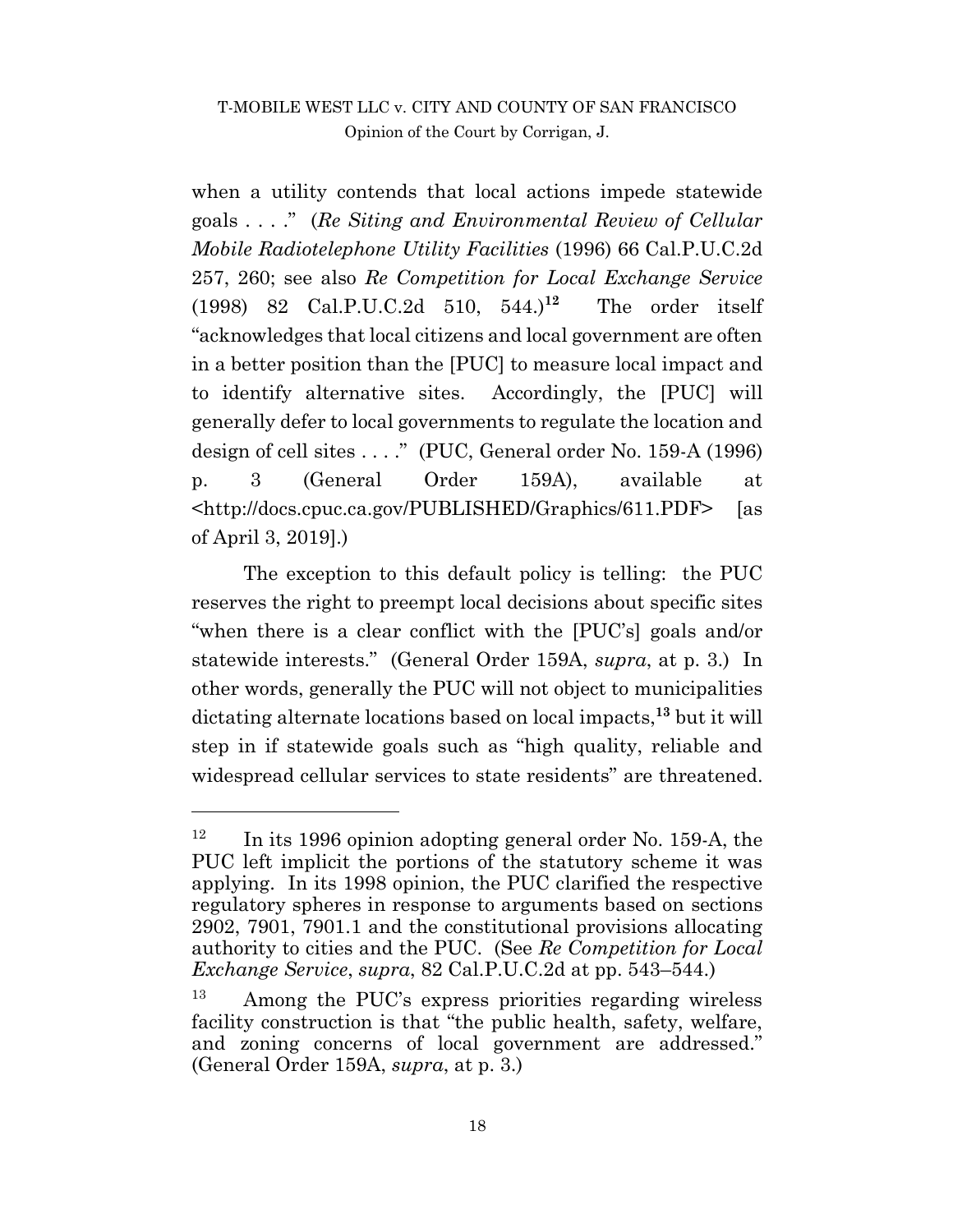when a utility contends that local actions impede statewide goals . . . ." (*Re Siting and Environmental Review of Cellular Mobile Radiotelephone Utility Facilities* (1996) 66 Cal.P.U.C.2d 257, 260; see also *Re Competition for Local Exchange Service* (1998) 82 Cal.P.U.C.2d 510, 544.)[12] The order itself "acknowledges that local citizens and local government are often in a better position than the [PUC] to measure local impact and to identify alternative sites. Accordingly, the [PUC] will generally defer to local governments to regulate the location and design of cell sites . . . ." (PUC, General order No. 159-A (1996) p. 3 (General Order 159A), available at <http://docs.cpuc.ca.gov/PUBLISHED/Graphics/611.PDF> [as of April 3, 2019].)

The exception to this default policy is telling: the PUC reserves the right to preempt local decisions about specific sites "when there is a clear conflict with the [PUC's] goals and/or statewide interests." (General Order 159A, *supra*, at p. 3.) In other words, generally the PUC will not object to municipalities dictating alternate locations based on local impacts,[13] but it will step in if statewide goals such as "high quality, reliable and widespread cellular services to state residents" are threatened.

---

[12] In its 1996 opinion adopting general order No. 159-A, the PUC left implicit the portions of the statutory scheme it was applying. In its 1998 opinion, the PUC clarified the respective regulatory spheres in response to arguments based on sections 2902, 7901, 7901.1 and the constitutional provisions allocating authority to cities and the PUC. (See *Re Competition for Local Exchange Service*, *supra*, 82 Cal.P.U.C.2d at pp. 543–544.)

[13] Among the PUC's express priorities regarding wireless facility construction is that "the public health, safety, welfare, and zoning concerns of local government are addressed." (General Order 159A, *supra*, at p. 3.)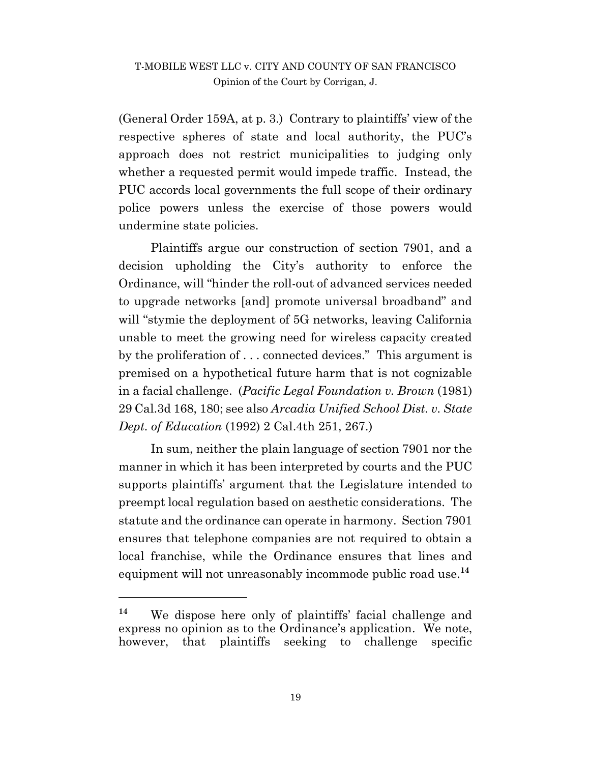(General Order 159A, at p. 3.) Contrary to plaintiffs' view of the respective spheres of state and local authority, the PUC's approach does not restrict municipalities to judging only whether a requested permit would impede traffic. Instead, the PUC accords local governments the full scope of their ordinary police powers unless the exercise of those powers would undermine state policies.

Plaintiffs argue our construction of section 7901, and a decision upholding the City's authority to enforce the Ordinance, will "hinder the roll-out of advanced services needed to upgrade networks [and] promote universal broadband" and will "stymie the deployment of 5G networks, leaving California unable to meet the growing need for wireless capacity created by the proliferation of . . . connected devices." This argument is premised on a hypothetical future harm that is not cognizable in a facial challenge. (*Pacific Legal Foundation v. Brown* (1981) 29 Cal.3d 168, 180; see also *Arcadia Unified School Dist. v. State Dept. of Education* (1992) 2 Cal.4th 251, 267.)

In sum, neither the plain language of section 7901 nor the manner in which it has been interpreted by courts and the PUC supports plaintiffs' argument that the Legislature intended to preempt local regulation based on aesthetic considerations. The statute and the ordinance can operate in harmony. Section 7901 ensures that telephone companies are not required to obtain a local franchise, while the Ordinance ensures that lines and equipment will not unreasonably incommode public road use.[14]

---

[14] We dispose here only of plaintiffs' facial challenge and express no opinion as to the Ordinance's application. We note, however, that plaintiffs seeking to challenge specific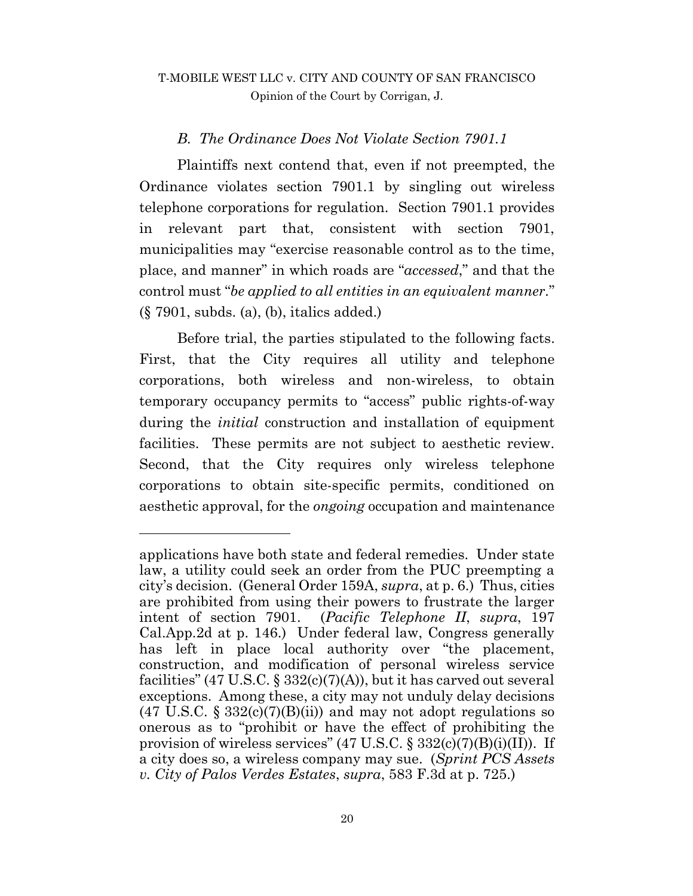### *B. The Ordinance Does Not Violate Section 7901.1*

Plaintiffs next contend that, even if not preempted, the Ordinance violates section 7901.1 by singling out wireless telephone corporations for regulation. Section 7901.1 provides in relevant part that, consistent with section 7901, municipalities may "exercise reasonable control as to the time, place, and manner" in which roads are "*accessed*," and that the control must "*be applied to all entities in an equivalent manner*." (§ 7901, subds. (a), (b), italics added.)

Before trial, the parties stipulated to the following facts. First, that the City requires all utility and telephone corporations, both wireless and non-wireless, to obtain temporary occupancy permits to "access" public rights-of-way during the *initial* construction and installation of equipment facilities. These permits are not subject to aesthetic review. Second, that the City requires only wireless telephone corporations to obtain site-specific permits, conditioned on aesthetic approval, for the *ongoing* occupation and maintenance

---

applications have both state and federal remedies. Under state law, a utility could seek an order from the PUC preempting a city's decision. (General Order 159A, *supra*, at p. 6.) Thus, cities are prohibited from using their powers to frustrate the larger intent of section 7901. (*Pacific Telephone II*, *supra*, 197 Cal.App.2d at p. 146.) Under federal law, Congress generally has left in place local authority over "the placement, construction, and modification of personal wireless service facilities" (47 U.S.C. § 332(c)(7)(A)), but it has carved out several exceptions. Among these, a city may not unduly delay decisions (47 U.S.C. § 332(c)(7)(B)(ii)) and may not adopt regulations so onerous as to "prohibit or have the effect of prohibiting the provision of wireless services" (47 U.S.C. § 332(c)(7)(B)(i)(II)). If a city does so, a wireless company may sue. (*Sprint PCS Assets v. City of Palos Verdes Estates*, *supra*, 583 F.3d at p. 725.)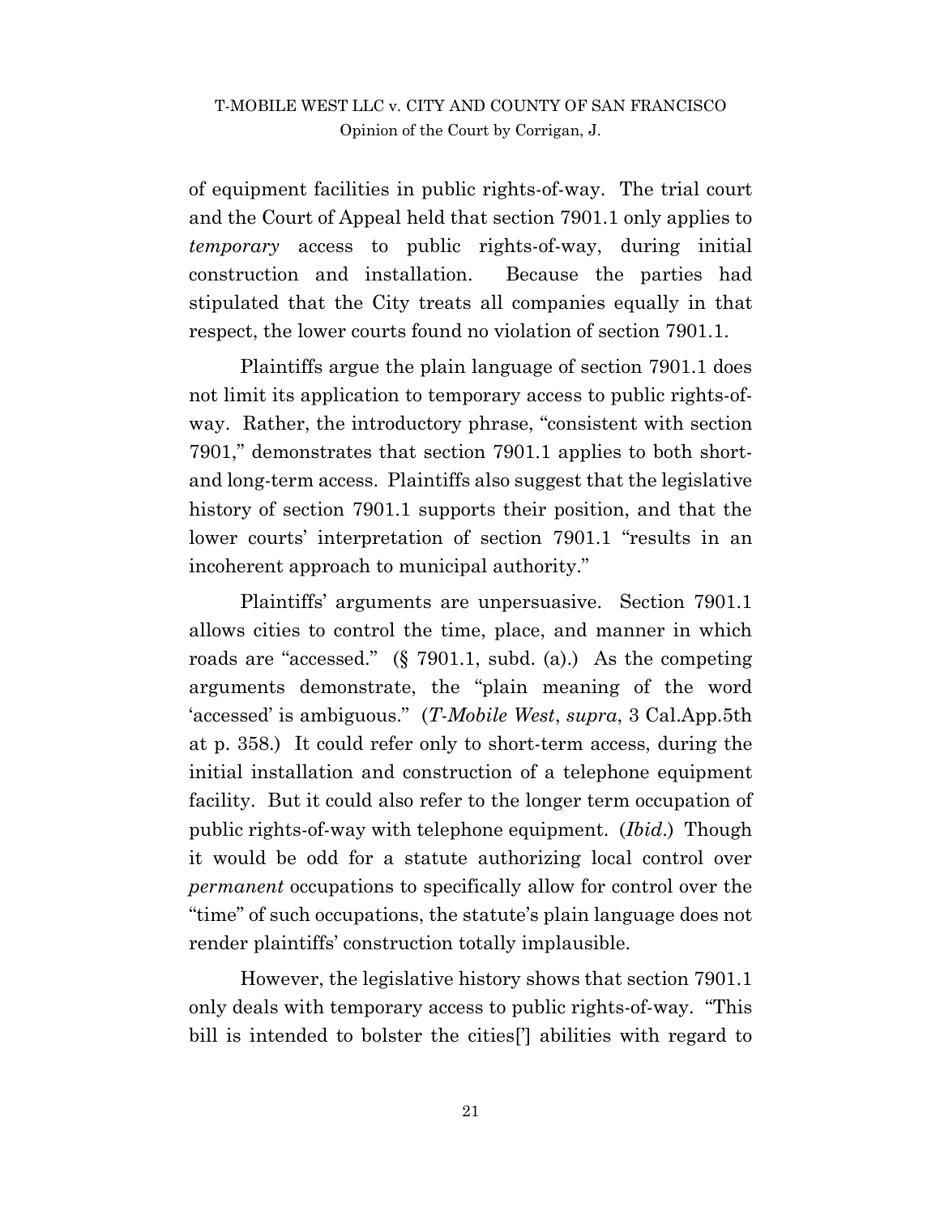of equipment facilities in public rights-of-way. The trial court and the Court of Appeal held that section 7901.1 only applies to *temporary* access to public rights-of-way, during initial construction and installation. Because the parties had stipulated that the City treats all companies equally in that respect, the lower courts found no violation of section 7901.1.

Plaintiffs argue the plain language of section 7901.1 does not limit its application to temporary access to public rights-of-way. Rather, the introductory phrase, "consistent with section 7901," demonstrates that section 7901.1 applies to both short- and long-term access. Plaintiffs also suggest that the legislative history of section 7901.1 supports their position, and that the lower courts' interpretation of section 7901.1 "results in an incoherent approach to municipal authority."

Plaintiffs' arguments are unpersuasive. Section 7901.1 allows cities to control the time, place, and manner in which roads are "accessed." (§ 7901.1, subd. (a).) As the competing arguments demonstrate, the "plain meaning of the word 'accessed' is ambiguous." (*T-Mobile West*, *supra*, 3 Cal.App.5th at p. 358.) It could refer only to short-term access, during the initial installation and construction of a telephone equipment facility. But it could also refer to the longer term occupation of public rights-of-way with telephone equipment. (*Ibid*.) Though it would be odd for a statute authorizing local control over *permanent* occupations to specifically allow for control over the "time" of such occupations, the statute's plain language does not render plaintiffs' construction totally implausible.

However, the legislative history shows that section 7901.1 only deals with temporary access to public rights-of-way. "This bill is intended to bolster the cities['] abilities with regard to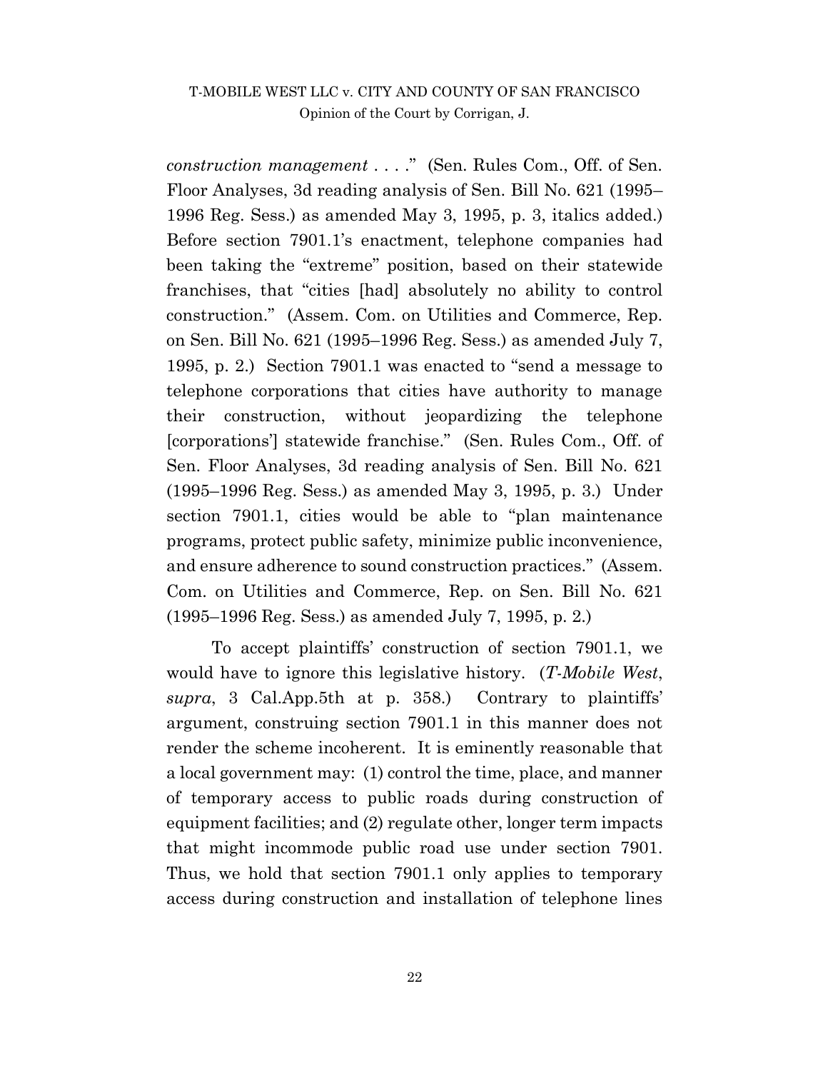*construction management* . . . ." (Sen. Rules Com., Off. of Sen. Floor Analyses, 3d reading analysis of Sen. Bill No. 621 (1995–1996 Reg. Sess.) as amended May 3, 1995, p. 3, italics added.) Before section 7901.1's enactment, telephone companies had been taking the "extreme" position, based on their statewide franchises, that "cities [had] absolutely no ability to control construction." (Assem. Com. on Utilities and Commerce, Rep. on Sen. Bill No. 621 (1995–1996 Reg. Sess.) as amended July 7, 1995, p. 2.) Section 7901.1 was enacted to "send a message to telephone corporations that cities have authority to manage their construction, without jeopardizing the telephone [corporations'] statewide franchise." (Sen. Rules Com., Off. of Sen. Floor Analyses, 3d reading analysis of Sen. Bill No. 621 (1995–1996 Reg. Sess.) as amended May 3, 1995, p. 3.) Under section 7901.1, cities would be able to "plan maintenance programs, protect public safety, minimize public inconvenience, and ensure adherence to sound construction practices." (Assem. Com. on Utilities and Commerce, Rep. on Sen. Bill No. 621 (1995–1996 Reg. Sess.) as amended July 7, 1995, p. 2.)

To accept plaintiffs' construction of section 7901.1, we would have to ignore this legislative history. (*T-Mobile West*, *supra*, 3 Cal.App.5th at p. 358.) Contrary to plaintiffs' argument, construing section 7901.1 in this manner does not render the scheme incoherent. It is eminently reasonable that a local government may: (1) control the time, place, and manner of temporary access to public roads during construction of equipment facilities; and (2) regulate other, longer term impacts that might incommode public road use under section 7901. Thus, we hold that section 7901.1 only applies to temporary access during construction and installation of telephone lines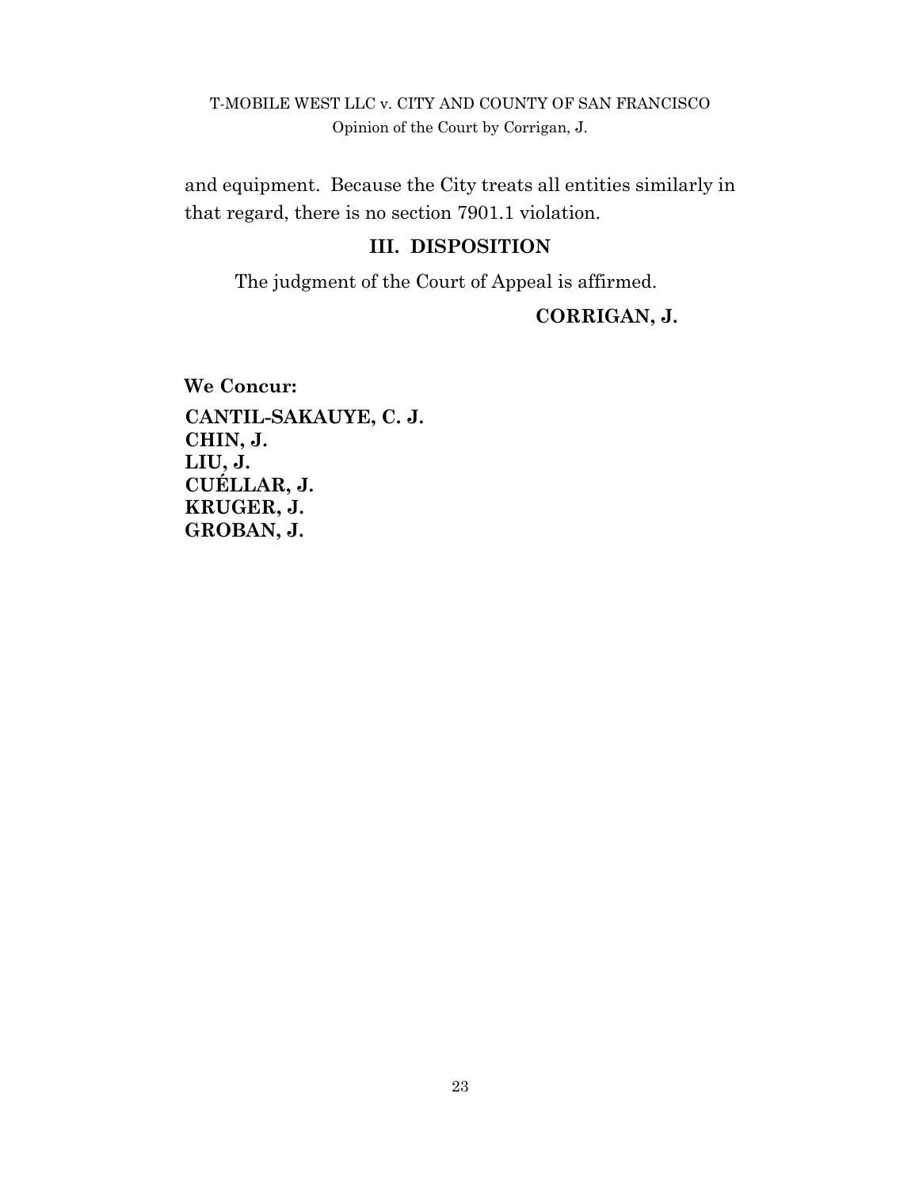and equipment. Because the City treats all entities similarly in that regard, there is no section 7901.1 violation.

## III. DISPOSITION

The judgment of the Court of Appeal is affirmed.

**CORRIGAN, J.**

**We Concur:**

**CANTIL-SAKAUYE, C. J.**
**CHIN, J.**
**LIU, J.**
**CUÉLLAR, J.**
**KRUGER, J.**
**GROBAN, J.**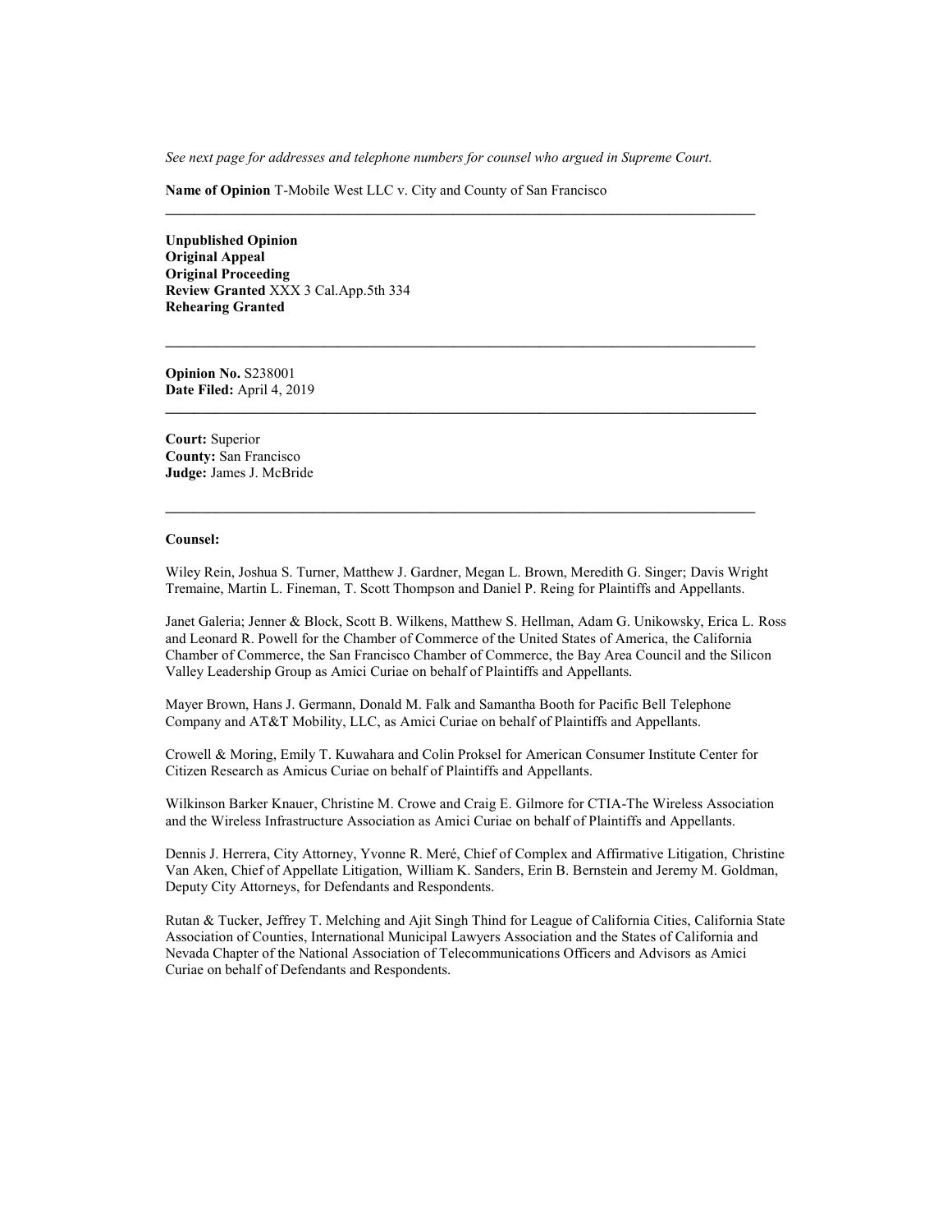*See next page for addresses and telephone numbers for counsel who argued in Supreme Court.*

**Name of Opinion** T-Mobile West LLC v. City and County of San Francisco

---

**Unpublished Opinion**
**Original Appeal**
**Original Proceeding**
**Review Granted** XXX 3 Cal.App.5th 334
**Rehearing Granted**

---

**Opinion No.** S238001
**Date Filed:** April 4, 2019

---

**Court:** Superior
**County:** San Francisco
**Judge:** James J. McBride

---

**Counsel:**

Wiley Rein, Joshua S. Turner, Matthew J. Gardner, Megan L. Brown, Meredith G. Singer; Davis Wright Tremaine, Martin L. Fineman, T. Scott Thompson and Daniel P. Reing for Plaintiffs and Appellants.

Janet Galeria; Jenner & Block, Scott B. Wilkens, Matthew S. Hellman, Adam G. Unikowsky, Erica L. Ross and Leonard R. Powell for the Chamber of Commerce of the United States of America, the California Chamber of Commerce, the San Francisco Chamber of Commerce, the Bay Area Council and the Silicon Valley Leadership Group as Amici Curiae on behalf of Plaintiffs and Appellants.

Mayer Brown, Hans J. Germann, Donald M. Falk and Samantha Booth for Pacific Bell Telephone Company and AT&T Mobility, LLC, as Amici Curiae on behalf of Plaintiffs and Appellants.

Crowell & Moring, Emily T. Kuwahara and Colin Proksel for American Consumer Institute Center for Citizen Research as Amicus Curiae on behalf of Plaintiffs and Appellants.

Wilkinson Barker Knauer, Christine M. Crowe and Craig E. Gilmore for CTIA-The Wireless Association and the Wireless Infrastructure Association as Amici Curiae on behalf of Plaintiffs and Appellants.

Dennis J. Herrera, City Attorney, Yvonne R. Meré, Chief of Complex and Affirmative Litigation, Christine Van Aken, Chief of Appellate Litigation, William K. Sanders, Erin B. Bernstein and Jeremy M. Goldman, Deputy City Attorneys, for Defendants and Respondents.

Rutan & Tucker, Jeffrey T. Melching and Ajit Singh Thind for League of California Cities, California State Association of Counties, International Municipal Lawyers Association and the States of California and Nevada Chapter of the National Association of Telecommunications Officers and Advisors as Amici Curiae on behalf of Defendants and Respondents.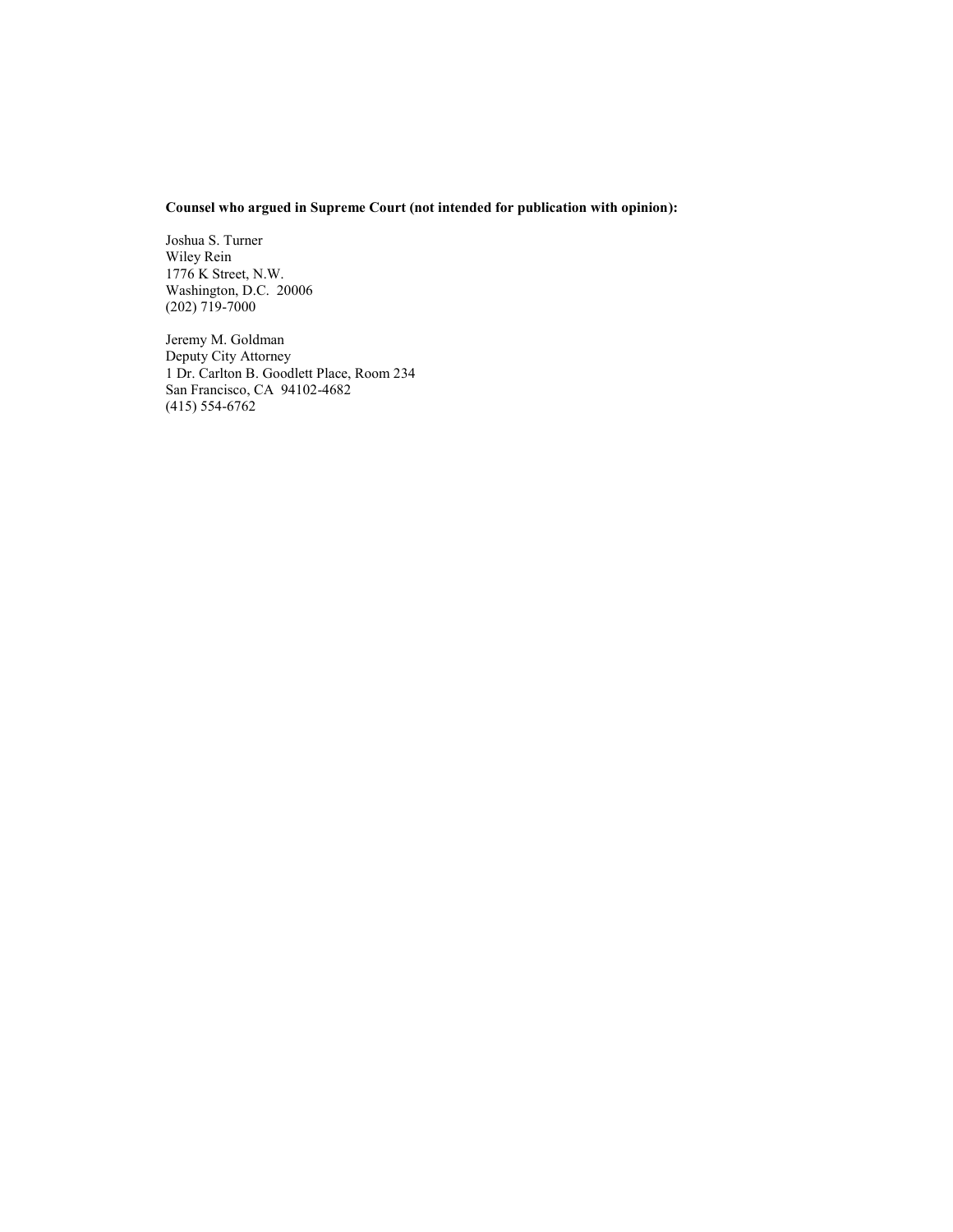**Counsel who argued in Supreme Court (not intended for publication with opinion):**

Joshua S. Turner
Wiley Rein
1776 K Street, N.W.
Washington, D.C. 20006
(202) 719-7000

Jeremy M. Goldman
Deputy City Attorney
1 Dr. Carlton B. Goodlett Place, Room 234
San Francisco, CA 94102-4682
(415) 554-6762